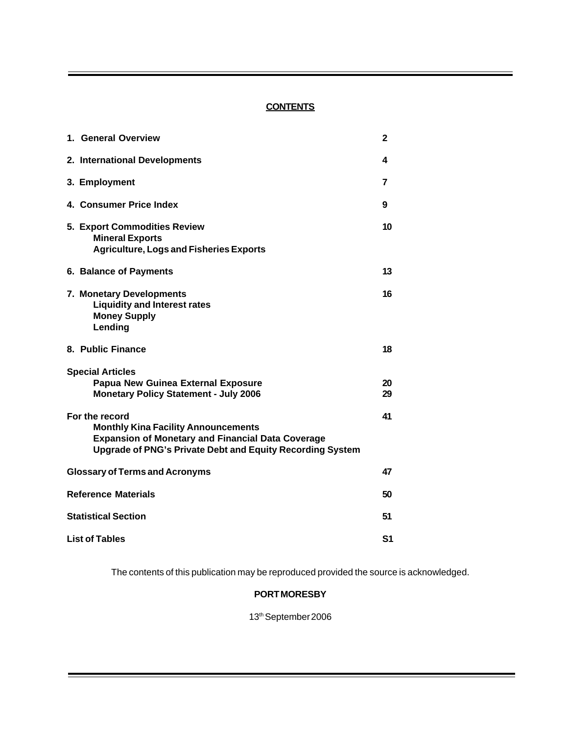# CONTENTS

| | |
|---|---|
| **1. General Overview** | **2** |
| **2. International Developments** | **4** |
| **3. Employment** | **7** |
| **4. Consumer Price Index** | **9** |
| **5. Export Commodities Review** | **10** |
| **Mineral Exports** | |
| **Agriculture, Logs and Fisheries Exports** | |
| **6. Balance of Payments** | **13** |
| **7. Monetary Developments** | **16** |
| **Liquidity and Interest rates** | |
| **Money Supply** | |
| **Lending** | |
| **8. Public Finance** | **18** |
| **Special Articles** | |
| **Papua New Guinea External Exposure** | **20** |
| **Monetary Policy Statement - July 2006** | **29** |
| **For the record** | **41** |
| **Monthly Kina Facility Announcements** | |
| **Expansion of Monetary and Financial Data Coverage** | |
| **Upgrade of PNG's Private Debt and Equity Recording System** | |
| **Glossary of Terms and Acronyms** | **47** |
| **Reference Materials** | **50** |
| **Statistical Section** | **51** |
| **List of Tables** | **S1** |

The contents of this publication may be reproduced provided the source is acknowledged.

**PORT MORESBY**

13th September 2006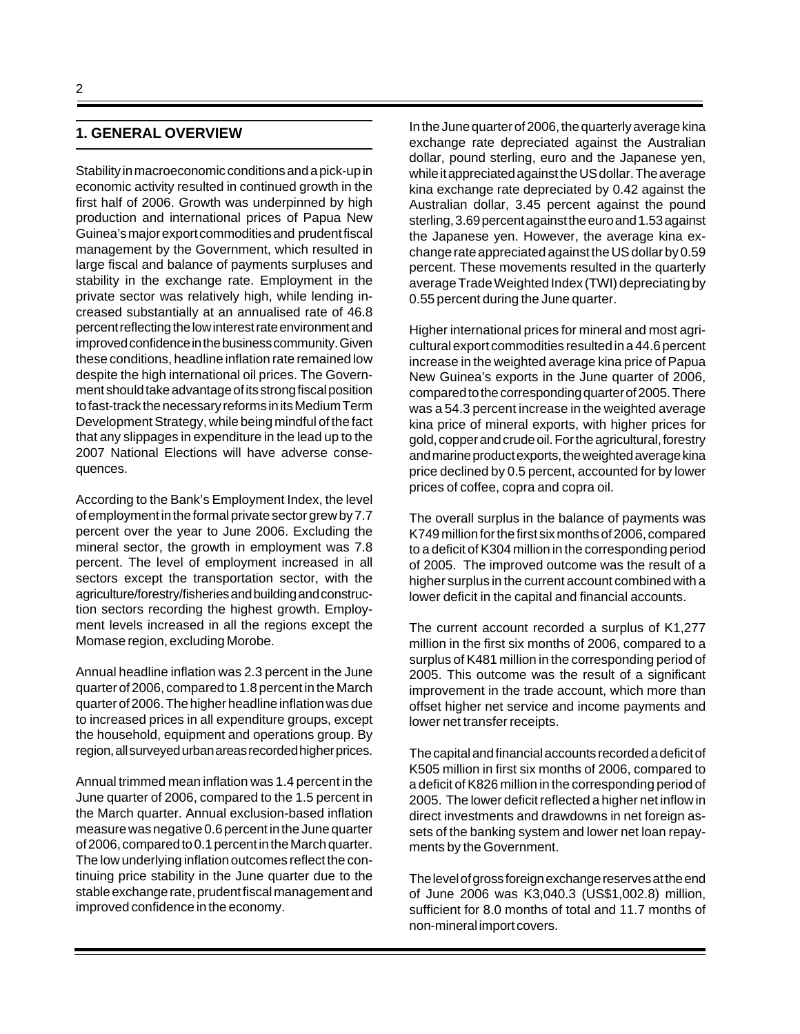## 1. GENERAL OVERVIEW

Stability in macroeconomic conditions and a pick-up in economic activity resulted in continued growth in the first half of 2006. Growth was underpinned by high production and international prices of Papua New Guinea's major export commodities and prudent fiscal management by the Government, which resulted in large fiscal and balance of payments surpluses and stability in the exchange rate. Employment in the private sector was relatively high, while lending increased substantially at an annualised rate of 46.8 percent reflecting the low interest rate environment and improved confidence in the business community. Given these conditions, headline inflation rate remained low despite the high international oil prices. The Government should take advantage of its strong fiscal position to fast-track the necessary reforms in its Medium Term Development Strategy, while being mindful of the fact that any slippages in expenditure in the lead up to the 2007 National Elections will have adverse consequences.

According to the Bank's Employment Index, the level of employment in the formal private sector grew by 7.7 percent over the year to June 2006. Excluding the mineral sector, the growth in employment was 7.8 percent. The level of employment increased in all sectors except the transportation sector, with the agriculture/forestry/fisheries and building and construction sectors recording the highest growth. Employment levels increased in all the regions except the Momase region, excluding Morobe.

Annual headline inflation was 2.3 percent in the June quarter of 2006, compared to 1.8 percent in the March quarter of 2006. The higher headline inflation was due to increased prices in all expenditure groups, except the household, equipment and operations group. By region, all surveyed urban areas recorded higher prices.

Annual trimmed mean inflation was 1.4 percent in the June quarter of 2006, compared to the 1.5 percent in the March quarter. Annual exclusion-based inflation measure was negative 0.6 percent in the June quarter of 2006, compared to 0.1 percent in the March quarter. The low underlying inflation outcomes reflect the continuing price stability in the June quarter due to the stable exchange rate, prudent fiscal management and improved confidence in the economy.

In the June quarter of 2006, the quarterly average kina exchange rate depreciated against the Australian dollar, pound sterling, euro and the Japanese yen, while it appreciated against the US dollar. The average kina exchange rate depreciated by 0.42 against the Australian dollar, 3.45 percent against the pound sterling, 3.69 percent against the euro and 1.53 against the Japanese yen. However, the average kina exchange rate appreciated against the US dollar by 0.59 percent. These movements resulted in the quarterly average Trade Weighted Index (TWI) depreciating by 0.55 percent during the June quarter.

Higher international prices for mineral and most agricultural export commodities resulted in a 44.6 percent increase in the weighted average kina price of Papua New Guinea's exports in the June quarter of 2006, compared to the corresponding quarter of 2005. There was a 54.3 percent increase in the weighted average kina price of mineral exports, with higher prices for gold, copper and crude oil. For the agricultural, forestry and marine product exports, the weighted average kina price declined by 0.5 percent, accounted for by lower prices of coffee, copra and copra oil.

The overall surplus in the balance of payments was K749 million for the first six months of 2006, compared to a deficit of K304 million in the corresponding period of 2005. The improved outcome was the result of a higher surplus in the current account combined with a lower deficit in the capital and financial accounts.

The current account recorded a surplus of K1,277 million in the first six months of 2006, compared to a surplus of K481 million in the corresponding period of 2005. This outcome was the result of a significant improvement in the trade account, which more than offset higher net service and income payments and lower net transfer receipts.

The capital and financial accounts recorded a deficit of K505 million in first six months of 2006, compared to a deficit of K826 million in the corresponding period of 2005. The lower deficit reflected a higher net inflow in direct investments and drawdowns in net foreign assets of the banking system and lower net loan repayments by the Government.

The level of gross foreign exchange reserves at the end of June 2006 was K3,040.3 (US$1,002.8) million, sufficient for 8.0 months of total and 11.7 months of non-mineral import covers.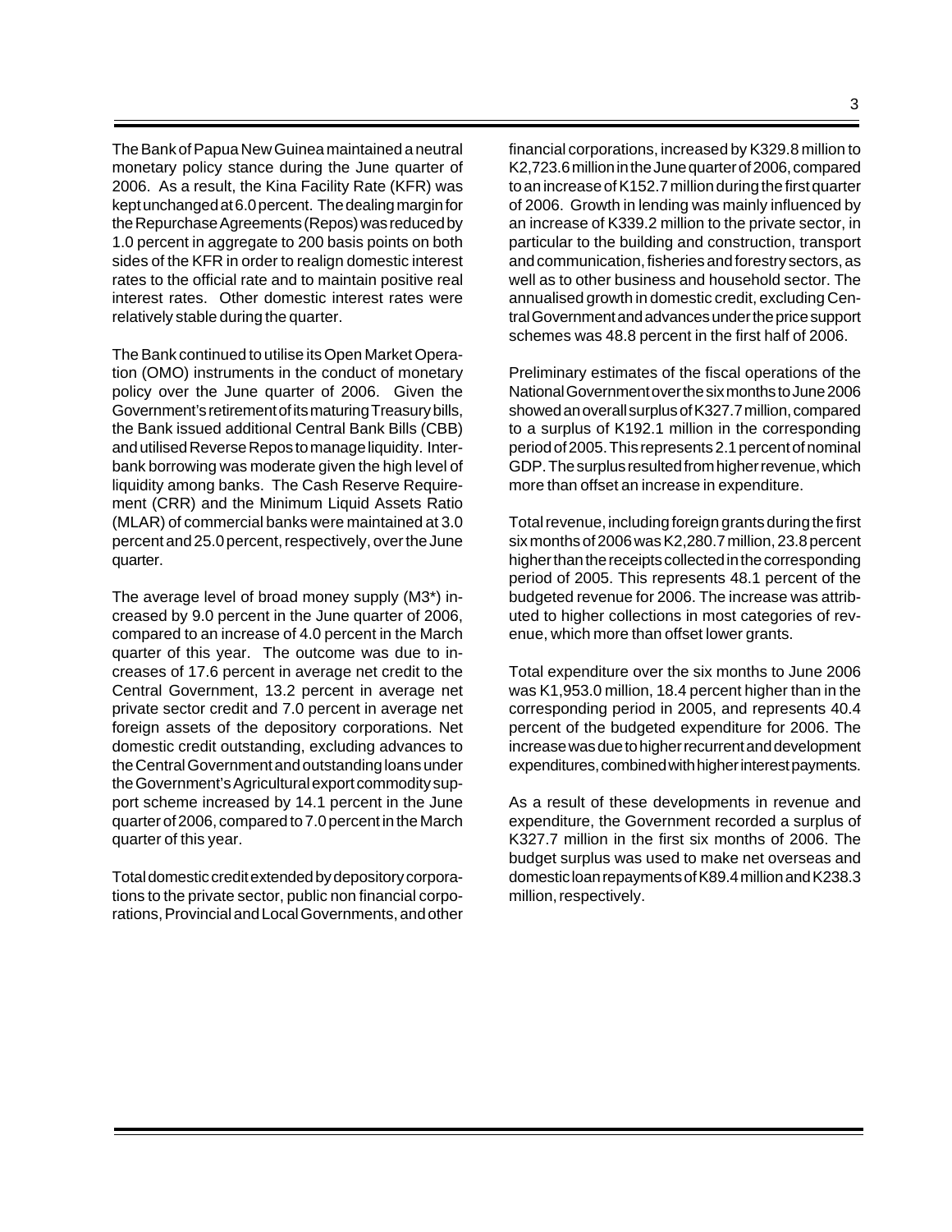The Bank of Papua New Guinea maintained a neutral monetary policy stance during the June quarter of 2006. As a result, the Kina Facility Rate (KFR) was kept unchanged at 6.0 percent. The dealing margin for the Repurchase Agreements (Repos) was reduced by 1.0 percent in aggregate to 200 basis points on both sides of the KFR in order to realign domestic interest rates to the official rate and to maintain positive real interest rates. Other domestic interest rates were relatively stable during the quarter.

The Bank continued to utilise its Open Market Operation (OMO) instruments in the conduct of monetary policy over the June quarter of 2006. Given the Government's retirement of its maturing Treasury bills, the Bank issued additional Central Bank Bills (CBB) and utilised Reverse Repos to manage liquidity. Interbank borrowing was moderate given the high level of liquidity among banks. The Cash Reserve Requirement (CRR) and the Minimum Liquid Assets Ratio (MLAR) of commercial banks were maintained at 3.0 percent and 25.0 percent, respectively, over the June quarter.

The average level of broad money supply (M3*) increased by 9.0 percent in the June quarter of 2006, compared to an increase of 4.0 percent in the March quarter of this year. The outcome was due to increases of 17.6 percent in average net credit to the Central Government, 13.2 percent in average net private sector credit and 7.0 percent in average net foreign assets of the depository corporations. Net domestic credit outstanding, excluding advances to the Central Government and outstanding loans under the Government's Agricultural export commodity support scheme increased by 14.1 percent in the June quarter of 2006, compared to 7.0 percent in the March quarter of this year.

Total domestic credit extended by depository corporations to the private sector, public non financial corporations, Provincial and Local Governments, and other financial corporations, increased by K329.8 million to K2,723.6 million in the June quarter of 2006, compared to an increase of K152.7 million during the first quarter of 2006. Growth in lending was mainly influenced by an increase of K339.2 million to the private sector, in particular to the building and construction, transport and communication, fisheries and forestry sectors, as well as to other business and household sector. The annualised growth in domestic credit, excluding Central Government and advances under the price support schemes was 48.8 percent in the first half of 2006.

Preliminary estimates of the fiscal operations of the National Government over the six months to June 2006 showed an overall surplus of K327.7 million, compared to a surplus of K192.1 million in the corresponding period of 2005. This represents 2.1 percent of nominal GDP. The surplus resulted from higher revenue, which more than offset an increase in expenditure.

Total revenue, including foreign grants during the first six months of 2006 was K2,280.7 million, 23.8 percent higher than the receipts collected in the corresponding period of 2005. This represents 48.1 percent of the budgeted revenue for 2006. The increase was attributed to higher collections in most categories of revenue, which more than offset lower grants.

Total expenditure over the six months to June 2006 was K1,953.0 million, 18.4 percent higher than in the corresponding period in 2005, and represents 40.4 percent of the budgeted expenditure for 2006. The increase was due to higher recurrent and development expenditures, combined with higher interest payments.

As a result of these developments in revenue and expenditure, the Government recorded a surplus of K327.7 million in the first six months of 2006. The budget surplus was used to make net overseas and domestic loan repayments of K89.4 million and K238.3 million, respectively.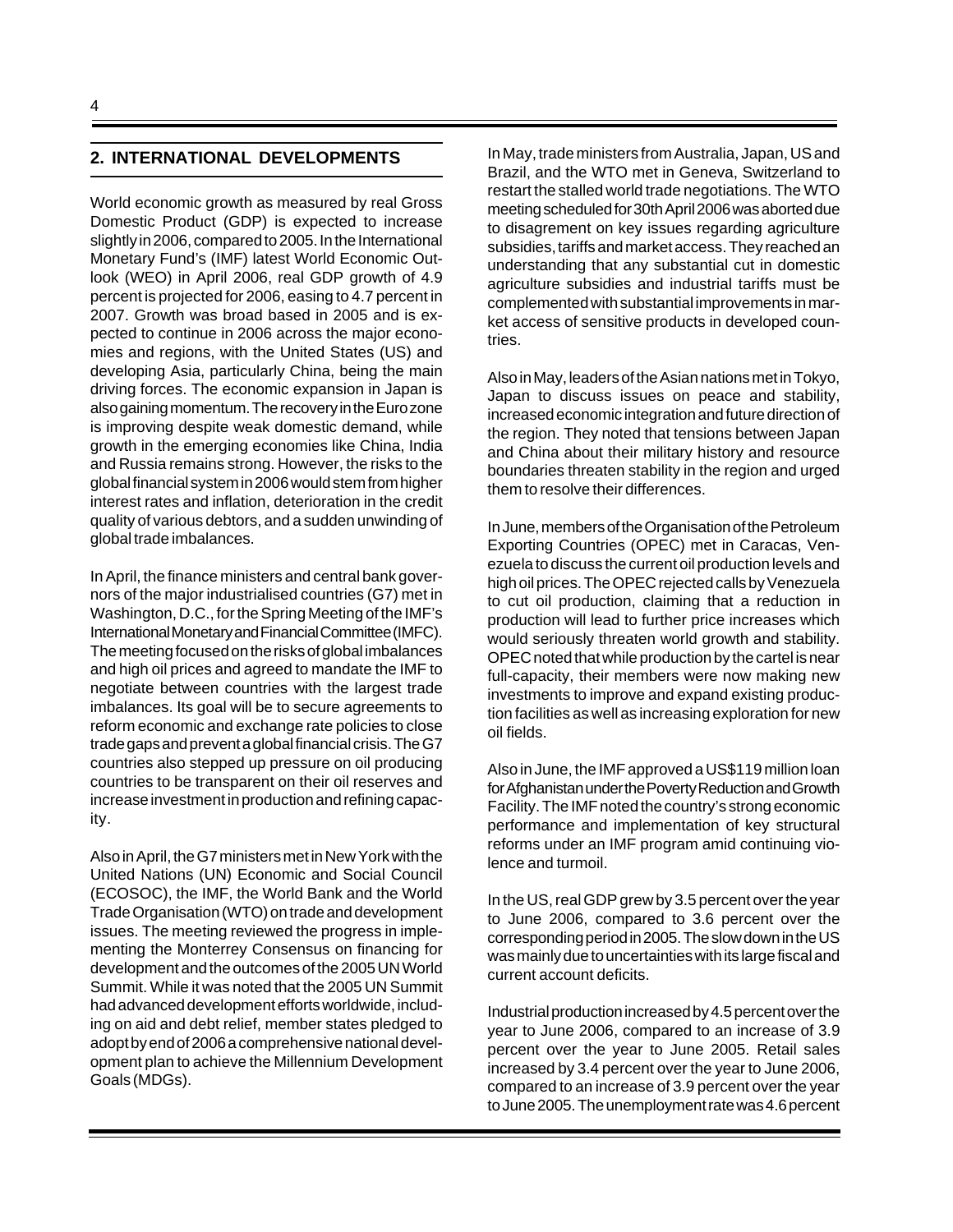## 2. INTERNATIONAL DEVELOPMENTS

World economic growth as measured by real Gross Domestic Product (GDP) is expected to increase slightly in 2006, compared to 2005. In the International Monetary Fund's (IMF) latest World Economic Outlook (WEO) in April 2006, real GDP growth of 4.9 percent is projected for 2006, easing to 4.7 percent in 2007. Growth was broad based in 2005 and is expected to continue in 2006 across the major economies and regions, with the United States (US) and developing Asia, particularly China, being the main driving forces. The economic expansion in Japan is also gaining momentum. The recovery in the Euro zone is improving despite weak domestic demand, while growth in the emerging economies like China, India and Russia remains strong. However, the risks to the global financial system in 2006 would stem from higher interest rates and inflation, deterioration in the credit quality of various debtors, and a sudden unwinding of global trade imbalances.

In April, the finance ministers and central bank governors of the major industrialised countries (G7) met in Washington, D.C., for the Spring Meeting of the IMF's International Monetary and Financial Committee (IMFC). The meeting focused on the risks of global imbalances and high oil prices and agreed to mandate the IMF to negotiate between countries with the largest trade imbalances. Its goal will be to secure agreements to reform economic and exchange rate policies to close trade gaps and prevent a global financial crisis. The G7 countries also stepped up pressure on oil producing countries to be transparent on their oil reserves and increase investment in production and refining capacity.

Also in April, the G7 ministers met in New York with the United Nations (UN) Economic and Social Council (ECOSOC), the IMF, the World Bank and the World Trade Organisation (WTO) on trade and development issues. The meeting reviewed the progress in implementing the Monterrey Consensus on financing for development and the outcomes of the 2005 UN World Summit. While it was noted that the 2005 UN Summit had advanced development efforts worldwide, including on aid and debt relief, member states pledged to adopt by end of 2006 a comprehensive national development plan to achieve the Millennium Development Goals (MDGs).

In May, trade ministers from Australia, Japan, US and Brazil, and the WTO met in Geneva, Switzerland to restart the stalled world trade negotiations. The WTO meeting scheduled for 30th April 2006 was aborted due to disagrement on key issues regarding agriculture subsidies, tariffs and market access. They reached an understanding that any substantial cut in domestic agriculture subsidies and industrial tariffs must be complemented with substantial improvements in market access of sensitive products in developed countries.

Also in May, leaders of the Asian nations met in Tokyo, Japan to discuss issues on peace and stability, increased economic integration and future direction of the region. They noted that tensions between Japan and China about their military history and resource boundaries threaten stability in the region and urged them to resolve their differences.

In June, members of the Organisation of the Petroleum Exporting Countries (OPEC) met in Caracas, Venezuela to discuss the current oil production levels and high oil prices. The OPEC rejected calls by Venezuela to cut oil production, claiming that a reduction in production will lead to further price increases which would seriously threaten world growth and stability. OPEC noted that while production by the cartel is near full-capacity, their members were now making new investments to improve and expand existing production facilities as well as increasing exploration for new oil fields.

Also in June, the IMF approved a US$119 million loan for Afghanistan under the Poverty Reduction and Growth Facility. The IMF noted the country's strong economic performance and implementation of key structural reforms under an IMF program amid continuing violence and turmoil.

In the US, real GDP grew by 3.5 percent over the year to June 2006, compared to 3.6 percent over the corresponding period in 2005. The slowdown in the US was mainly due to uncertainties with its large fiscal and current account deficits.

Industrial production increased by 4.5 percent over the year to June 2006, compared to an increase of 3.9 percent over the year to June 2005. Retail sales increased by 3.4 percent over the year to June 2006, compared to an increase of 3.9 percent over the year to June 2005. The unemployment rate was 4.6 percent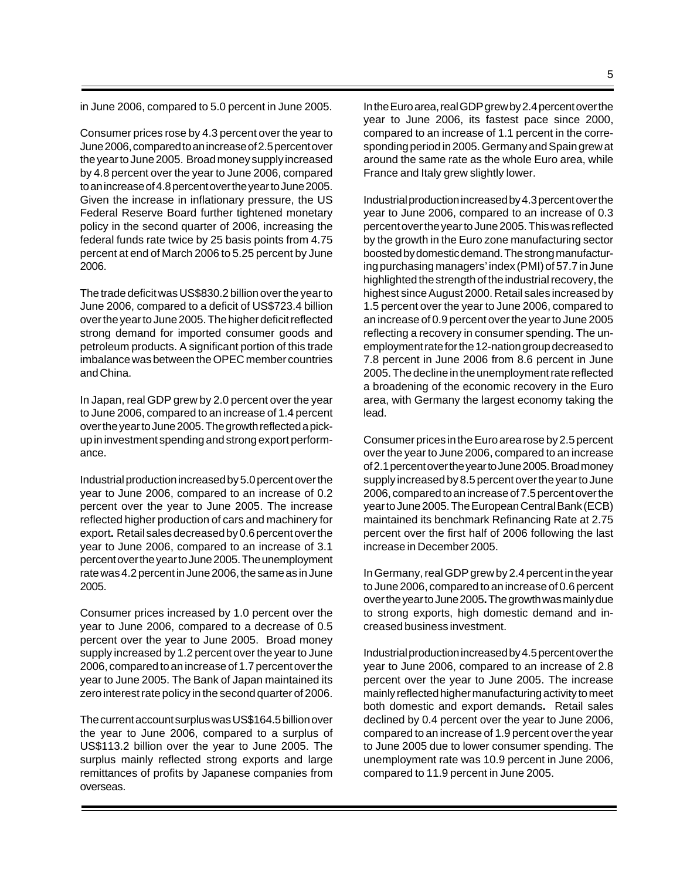in June 2006, compared to 5.0 percent in June 2005.

Consumer prices rose by 4.3 percent over the year to June 2006, compared to an increase of 2.5 percent over the year to June 2005. Broad money supply increased by 4.8 percent over the year to June 2006, compared to an increase of 4.8 percent over the year to June 2005. Given the increase in inflationary pressure, the US Federal Reserve Board further tightened monetary policy in the second quarter of 2006, increasing the federal funds rate twice by 25 basis points from 4.75 percent at end of March 2006 to 5.25 percent by June 2006.

The trade deficit was US$830.2 billion over the year to June 2006, compared to a deficit of US$723.4 billion over the year to June 2005. The higher deficit reflected strong demand for imported consumer goods and petroleum products. A significant portion of this trade imbalance was between the OPEC member countries and China.

In Japan, real GDP grew by 2.0 percent over the year to June 2006, compared to an increase of 1.4 percent over the year to June 2005. The growth reflected a pick-up in investment spending and strong export performance.

Industrial production increased by 5.0 percent over the year to June 2006, compared to an increase of 0.2 percent over the year to June 2005. The increase reflected higher production of cars and machinery for export. Retail sales decreased by 0.6 percent over the year to June 2006, compared to an increase of 3.1 percent over the year to June 2005. The unemployment rate was 4.2 percent in June 2006, the same as in June 2005.

Consumer prices increased by 1.0 percent over the year to June 2006, compared to a decrease of 0.5 percent over the year to June 2005. Broad money supply increased by 1.2 percent over the year to June 2006, compared to an increase of 1.7 percent over the year to June 2005. The Bank of Japan maintained its zero interest rate policy in the second quarter of 2006.

The current account surplus was US$164.5 billion over the year to June 2006, compared to a surplus of US$113.2 billion over the year to June 2005. The surplus mainly reflected strong exports and large remittances of profits by Japanese companies from overseas.

In the Euro area, real GDP grew by 2.4 percent over the year to June 2006, its fastest pace since 2000, compared to an increase of 1.1 percent in the corresponding period in 2005. Germany and Spain grew at around the same rate as the whole Euro area, while France and Italy grew slightly lower.

Industrial production increased by 4.3 percent over the year to June 2006, compared to an increase of 0.3 percent over the year to June 2005. This was reflected by the growth in the Euro zone manufacturing sector boosted by domestic demand. The strong manufacturing purchasing managers' index (PMI) of 57.7 in June highlighted the strength of the industrial recovery, the highest since August 2000. Retail sales increased by 1.5 percent over the year to June 2006, compared to an increase of 0.9 percent over the year to June 2005 reflecting a recovery in consumer spending. The unemployment rate for the 12-nation group decreased to 7.8 percent in June 2006 from 8.6 percent in June 2005. The decline in the unemployment rate reflected a broadening of the economic recovery in the Euro area, with Germany the largest economy taking the lead.

Consumer prices in the Euro area rose by 2.5 percent over the year to June 2006, compared to an increase of 2.1 percent over the year to June 2005. Broad money supply increased by 8.5 percent over the year to June 2006, compared to an increase of 7.5 percent over the year to June 2005. The European Central Bank (ECB) maintained its benchmark Refinancing Rate at 2.75 percent over the first half of 2006 following the last increase in December 2005.

In Germany, real GDP grew by 2.4 percent in the year to June 2006, compared to an increase of 0.6 percent over the year to June 2005. The growth was mainly due to strong exports, high domestic demand and increased business investment.

Industrial production increased by 4.5 percent over the year to June 2006, compared to an increase of 2.8 percent over the year to June 2005. The increase mainly reflected higher manufacturing activity to meet both domestic and export demands. Retail sales declined by 0.4 percent over the year to June 2006, compared to an increase of 1.9 percent over the year to June 2005 due to lower consumer spending. The unemployment rate was 10.9 percent in June 2006, compared to 11.9 percent in June 2005.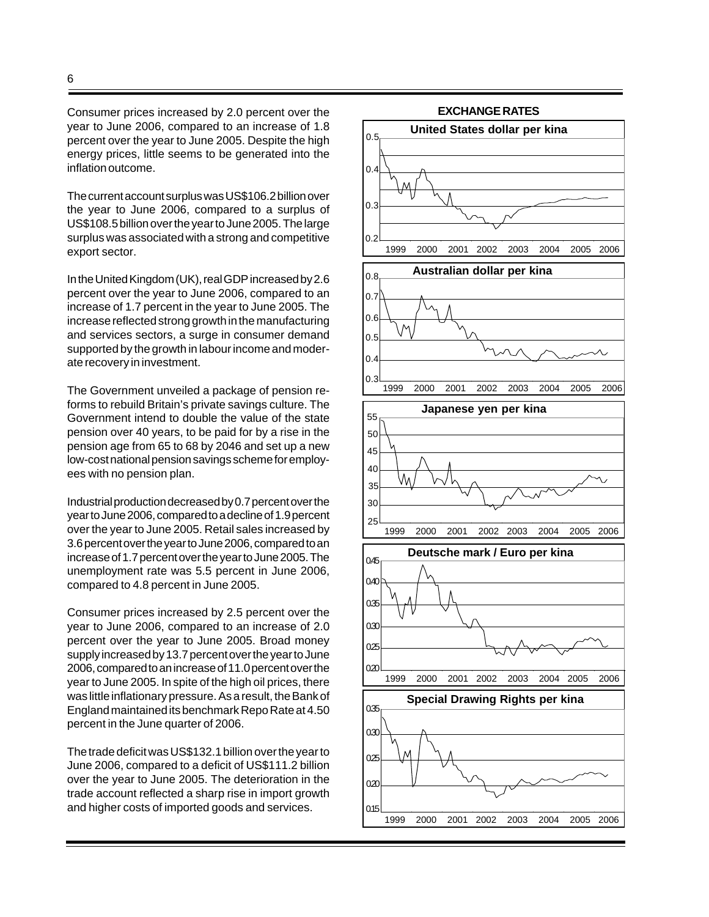Consumer prices increased by 2.0 percent over the year to June 2006, compared to an increase of 1.8 percent over the year to June 2005. Despite the high energy prices, little seems to be generated into the inflation outcome.

The current account surplus was US$106.2 billion over the year to June 2006, compared to a surplus of US$108.5 billion over the year to June 2005. The large surplus was associated with a strong and competitive export sector.

In the United Kingdom (UK), real GDP increased by 2.6 percent over the year to June 2006, compared to an increase of 1.7 percent in the year to June 2005. The increase reflected strong growth in the manufacturing and services sectors, a surge in consumer demand supported by the growth in labour income and moderate recovery in investment.

The Government unveiled a package of pension reforms to rebuild Britain's private savings culture. The Government intend to double the value of the state pension over 40 years, to be paid for by a rise in the pension age from 65 to 68 by 2046 and set up a new low-cost national pension savings scheme for employees with no pension plan.

Industrial production decreased by 0.7 percent over the year to June 2006, compared to a decline of 1.9 percent over the year to June 2005. Retail sales increased by 3.6 percent over the year to June 2006, compared to an increase of 1.7 percent over the year to June 2005. The unemployment rate was 5.5 percent in June 2006, compared to 4.8 percent in June 2005.

Consumer prices increased by 2.5 percent over the year to June 2006, compared to an increase of 2.0 percent over the year to June 2005. Broad money supply increased by 13.7 percent over the year to June 2006, compared to an increase of 11.0 percent over the year to June 2005. In spite of the high oil prices, there was little inflationary pressure. As a result, the Bank of England maintained its benchmark Repo Rate at 4.50 percent in the June quarter of 2006.

The trade deficit was US$132.1 billion over the year to June 2006, compared to a deficit of US$111.2 billion over the year to June 2005. The deterioration in the trade account reflected a sharp rise in import growth and higher costs of imported goods and services.

**EXCHANGE RATES**

**United States dollar per kina**

**Australian dollar per kina**

**Japanese yen per kina**

**Deutsche mark / Euro per kina**

**Special Drawing Rights per kina**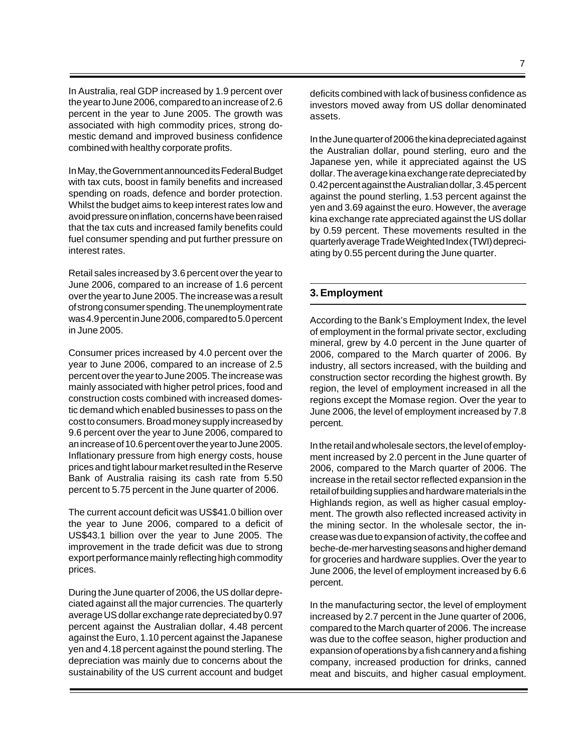In Australia, real GDP increased by 1.9 percent over the year to June 2006, compared to an increase of 2.6 percent in the year to June 2005. The growth was associated with high commodity prices, strong domestic demand and improved business confidence combined with healthy corporate profits.

In May, the Government announced its Federal Budget with tax cuts, boost in family benefits and increased spending on roads, defence and border protection. Whilst the budget aims to keep interest rates low and avoid pressure on inflation, concerns have been raised that the tax cuts and increased family benefits could fuel consumer spending and put further pressure on interest rates.

Retail sales increased by 3.6 percent over the year to June 2006, compared to an increase of 1.6 percent over the year to June 2005. The increase was a result of strong consumer spending. The unemployment rate was 4.9 percent in June 2006, compared to 5.0 percent in June 2005.

Consumer prices increased by 4.0 percent over the year to June 2006, compared to an increase of 2.5 percent over the year to June 2005. The increase was mainly associated with higher petrol prices, food and construction costs combined with increased domestic demand which enabled businesses to pass on the cost to consumers. Broad money supply increased by 9.6 percent over the year to June 2006, compared to an increase of 10.6 percent over the year to June 2005. Inflationary pressure from high energy costs, house prices and tight labour market resulted in the Reserve Bank of Australia raising its cash rate from 5.50 percent to 5.75 percent in the June quarter of 2006.

The current account deficit was US$41.0 billion over the year to June 2006, compared to a deficit of US$43.1 billion over the year to June 2005. The improvement in the trade deficit was due to strong export performance mainly reflecting high commodity prices.

During the June quarter of 2006, the US dollar depreciated against all the major currencies. The quarterly average US dollar exchange rate depreciated by 0.97 percent against the Australian dollar, 4.48 percent against the Euro, 1.10 percent against the Japanese yen and 4.18 percent against the pound sterling. The depreciation was mainly due to concerns about the sustainability of the US current account and budget deficits combined with lack of business confidence as investors moved away from US dollar denominated assets.

In the June quarter of 2006 the kina depreciated against the Australian dollar, pound sterling, euro and the Japanese yen, while it appreciated against the US dollar. The average kina exchange rate depreciated by 0.42 percent against the Australian dollar, 3.45 percent against the pound sterling, 1.53 percent against the yen and 3.69 against the euro. However, the average kina exchange rate appreciated against the US dollar by 0.59 percent. These movements resulted in the quarterly average Trade Weighted Index (TWI) depreciating by 0.55 percent during the June quarter.

## 3. Employment

According to the Bank's Employment Index, the level of employment in the formal private sector, excluding mineral, grew by 4.0 percent in the June quarter of 2006, compared to the March quarter of 2006. By industry, all sectors increased, with the building and construction sector recording the highest growth. By region, the level of employment increased in all the regions except the Momase region. Over the year to June 2006, the level of employment increased by 7.8 percent.

In the retail and wholesale sectors, the level of employment increased by 2.0 percent in the June quarter of 2006, compared to the March quarter of 2006. The increase in the retail sector reflected expansion in the retail of building supplies and hardware materials in the Highlands region, as well as higher casual employment. The growth also reflected increased activity in the mining sector. In the wholesale sector, the increase was due to expansion of activity, the coffee and beche-de-mer harvesting seasons and higher demand for groceries and hardware supplies. Over the year to June 2006, the level of employment increased by 6.6 percent.

In the manufacturing sector, the level of employment increased by 2.7 percent in the June quarter of 2006, compared to the March quarter of 2006. The increase was due to the coffee season, higher production and expansion of operations by a fish cannery and a fishing company, increased production for drinks, canned meat and biscuits, and higher casual employment.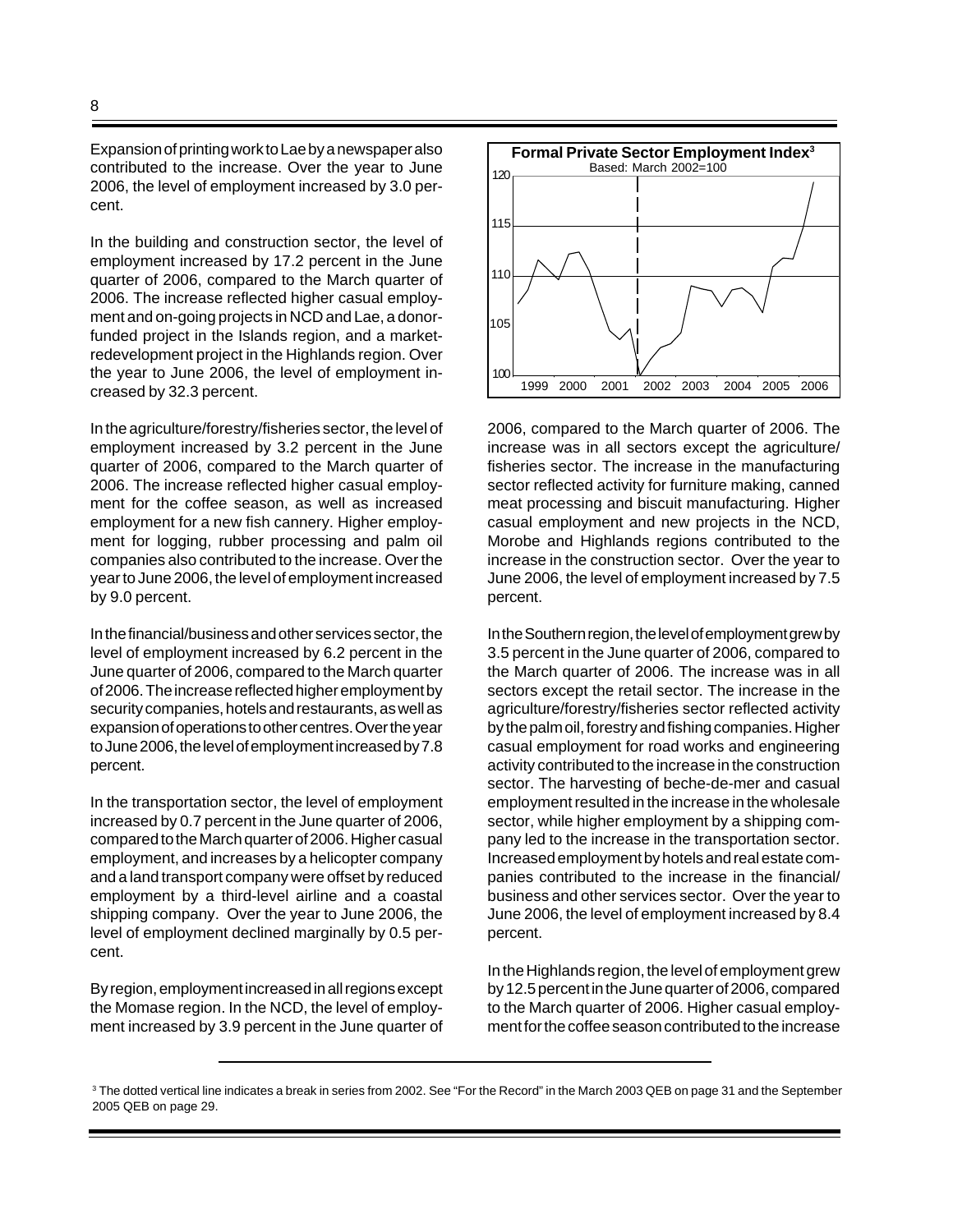Expansion of printing work to Lae by a newspaper also contributed to the increase. Over the year to June 2006, the level of employment increased by 3.0 percent.

In the building and construction sector, the level of employment increased by 17.2 percent in the June quarter of 2006, compared to the March quarter of 2006. The increase reflected higher casual employment and on-going projects in NCD and Lae, a donor-funded project in the Islands region, and a market-redevelopment project in the Highlands region. Over the year to June 2006, the level of employment increased by 32.3 percent.

In the agriculture/forestry/fisheries sector, the level of employment increased by 3.2 percent in the June quarter of 2006, compared to the March quarter of 2006. The increase reflected higher casual employment for the coffee season, as well as increased employment for a new fish cannery. Higher employment for logging, rubber processing and palm oil companies also contributed to the increase. Over the year to June 2006, the level of employment increased by 9.0 percent.

In the financial/business and other services sector, the level of employment increased by 6.2 percent in the June quarter of 2006, compared to the March quarter of 2006. The increase reflected higher employment by security companies, hotels and restaurants, as well as expansion of operations to other centres. Over the year to June 2006, the level of employment increased by 7.8 percent.

In the transportation sector, the level of employment increased by 0.7 percent in the June quarter of 2006, compared to the March quarter of 2006. Higher casual employment, and increases by a helicopter company and a land transport company were offset by reduced employment by a third-level airline and a coastal shipping company. Over the year to June 2006, the level of employment declined marginally by 0.5 percent.

By region, employment increased in all regions except the Momase region. In the NCD, the level of employment increased by 3.9 percent in the June quarter of

**Formal Private Sector Employment Index**[3]

Based: March 2002=100

120
115
110
105
100

1999 2000 2001 2002 2003 2004 2005 2006

2006, compared to the March quarter of 2006. The increase was in all sectors except the agriculture/ fisheries sector. The increase in the manufacturing sector reflected activity for furniture making, canned meat processing and biscuit manufacturing. Higher casual employment and new projects in the NCD, Morobe and Highlands regions contributed to the increase in the construction sector. Over the year to June 2006, the level of employment increased by 7.5 percent.

In the Southern region, the level of employment grew by 3.5 percent in the June quarter of 2006, compared to the March quarter of 2006. The increase was in all sectors except the retail sector. The increase in the agriculture/forestry/fisheries sector reflected activity by the palm oil, forestry and fishing companies. Higher casual employment for road works and engineering activity contributed to the increase in the construction sector. The harvesting of beche-de-mer and casual employment resulted in the increase in the wholesale sector, while higher employment by a shipping company led to the increase in the transportation sector. Increased employment by hotels and real estate companies contributed to the increase in the financial/ business and other services sector. Over the year to June 2006, the level of employment increased by 8.4 percent.

In the Highlands region, the level of employment grew by 12.5 percent in the June quarter of 2006, compared to the March quarter of 2006. Higher casual employment for the coffee season contributed to the increase

[3] The dotted vertical line indicates a break in series from 2002. See "For the Record" in the March 2003 QEB on page 31 and the September 2005 QEB on page 29.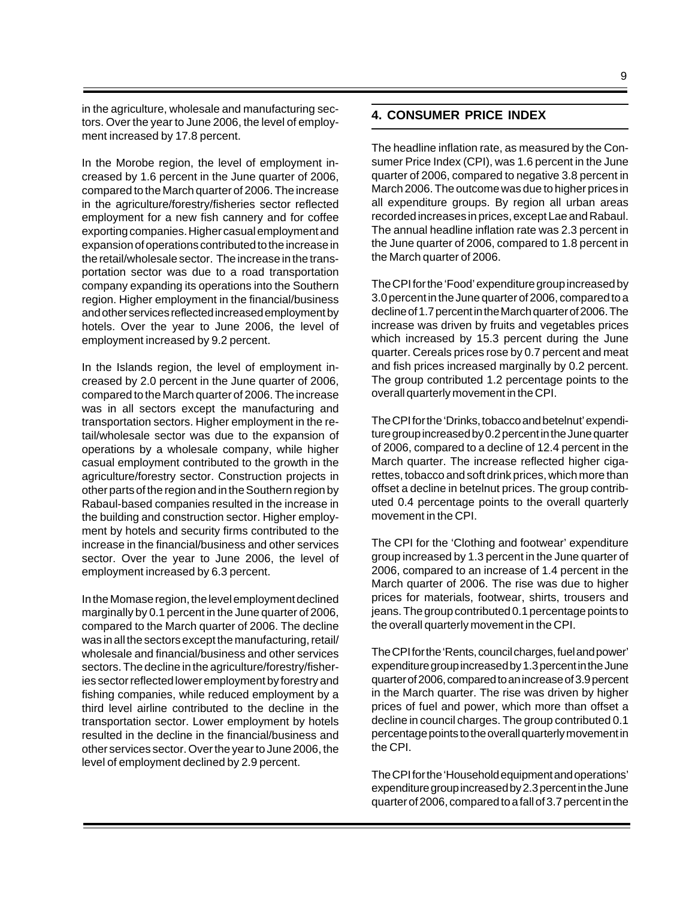in the agriculture, wholesale and manufacturing sectors. Over the year to June 2006, the level of employment increased by 17.8 percent.

In the Morobe region, the level of employment increased by 1.6 percent in the June quarter of 2006, compared to the March quarter of 2006. The increase in the agriculture/forestry/fisheries sector reflected employment for a new fish cannery and for coffee exporting companies. Higher casual employment and expansion of operations contributed to the increase in the retail/wholesale sector. The increase in the transportation sector was due to a road transportation company expanding its operations into the Southern region. Higher employment in the financial/business and other services reflected increased employment by hotels. Over the year to June 2006, the level of employment increased by 9.2 percent.

In the Islands region, the level of employment increased by 2.0 percent in the June quarter of 2006, compared to the March quarter of 2006. The increase was in all sectors except the manufacturing and transportation sectors. Higher employment in the retail/wholesale sector was due to the expansion of operations by a wholesale company, while higher casual employment contributed to the growth in the agriculture/forestry sector. Construction projects in other parts of the region and in the Southern region by Rabaul-based companies resulted in the increase in the building and construction sector. Higher employment by hotels and security firms contributed to the increase in the financial/business and other services sector. Over the year to June 2006, the level of employment increased by 6.3 percent.

In the Momase region, the level employment declined marginally by 0.1 percent in the June quarter of 2006, compared to the March quarter of 2006. The decline was in all the sectors except the manufacturing, retail/wholesale and financial/business and other services sectors. The decline in the agriculture/forestry/fisheries sector reflected lower employment by forestry and fishing companies, while reduced employment by a third level airline contributed to the decline in the transportation sector. Lower employment by hotels resulted in the decline in the financial/business and other services sector. Over the year to June 2006, the level of employment declined by 2.9 percent.

## 4. CONSUMER PRICE INDEX

The headline inflation rate, as measured by the Consumer Price Index (CPI), was 1.6 percent in the June quarter of 2006, compared to negative 3.8 percent in March 2006. The outcome was due to higher prices in all expenditure groups. By region all urban areas recorded increases in prices, except Lae and Rabaul. The annual headline inflation rate was 2.3 percent in the June quarter of 2006, compared to 1.8 percent in the March quarter of 2006.

The CPI for the 'Food' expenditure group increased by 3.0 percent in the June quarter of 2006, compared to a decline of 1.7 percent in the March quarter of 2006. The increase was driven by fruits and vegetables prices which increased by 15.3 percent during the June quarter. Cereals prices rose by 0.7 percent and meat and fish prices increased marginally by 0.2 percent. The group contributed 1.2 percentage points to the overall quarterly movement in the CPI.

The CPI for the 'Drinks, tobacco and betelnut' expenditure group increased by 0.2 percent in the June quarter of 2006, compared to a decline of 12.4 percent in the March quarter. The increase reflected higher cigarettes, tobacco and soft drink prices, which more than offset a decline in betelnut prices. The group contributed 0.4 percentage points to the overall quarterly movement in the CPI.

The CPI for the 'Clothing and footwear' expenditure group increased by 1.3 percent in the June quarter of 2006, compared to an increase of 1.4 percent in the March quarter of 2006. The rise was due to higher prices for materials, footwear, shirts, trousers and jeans. The group contributed 0.1 percentage points to the overall quarterly movement in the CPI.

The CPI for the 'Rents, council charges, fuel and power' expenditure group increased by 1.3 percent in the June quarter of 2006, compared to an increase of 3.9 percent in the March quarter. The rise was driven by higher prices of fuel and power, which more than offset a decline in council charges. The group contributed 0.1 percentage points to the overall quarterly movement in the CPI.

The CPI for the 'Household equipment and operations' expenditure group increased by 2.3 percent in the June quarter of 2006, compared to a fall of 3.7 percent in the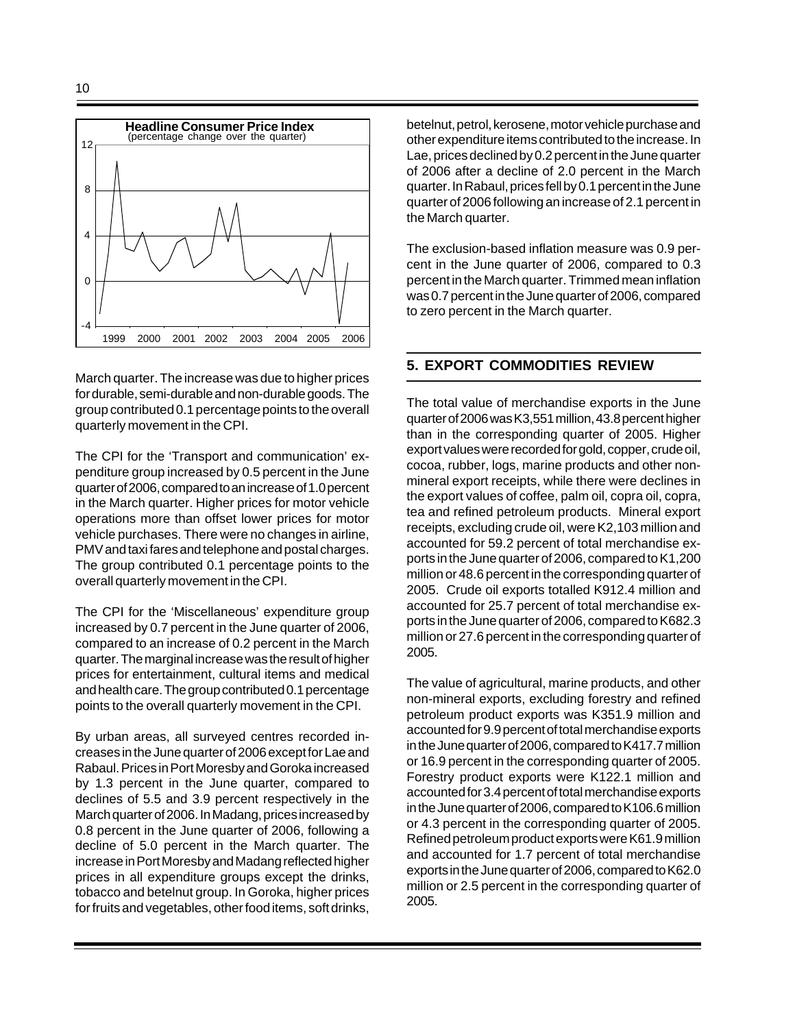**Headline Consumer Price Index**
(percentage change over the quarter)

March quarter. The increase was due to higher prices for durable, semi-durable and non-durable goods. The group contributed 0.1 percentage points to the overall quarterly movement in the CPI.

The CPI for the 'Transport and communication' expenditure group increased by 0.5 percent in the June quarter of 2006, compared to an increase of 1.0 percent in the March quarter. Higher prices for motor vehicle operations more than offset lower prices for motor vehicle purchases. There were no changes in airline, PMV and taxi fares and telephone and postal charges. The group contributed 0.1 percentage points to the overall quarterly movement in the CPI.

The CPI for the 'Miscellaneous' expenditure group increased by 0.7 percent in the June quarter of 2006, compared to an increase of 0.2 percent in the March quarter. The marginal increase was the result of higher prices for entertainment, cultural items and medical and health care. The group contributed 0.1 percentage points to the overall quarterly movement in the CPI.

By urban areas, all surveyed centres recorded increases in the June quarter of 2006 except for Lae and Rabaul. Prices in Port Moresby and Goroka increased by 1.3 percent in the June quarter, compared to declines of 5.5 and 3.9 percent respectively in the March quarter of 2006. In Madang, prices increased by 0.8 percent in the June quarter of 2006, following a decline of 5.0 percent in the March quarter. The increase in Port Moresby and Madang reflected higher prices in all expenditure groups except the drinks, tobacco and betelnut group. In Goroka, higher prices for fruits and vegetables, other food items, soft drinks, betelnut, petrol, kerosene, motor vehicle purchase and other expenditure items contributed to the increase. In Lae, prices declined by 0.2 percent in the June quarter of 2006 after a decline of 2.0 percent in the March quarter. In Rabaul, prices fell by 0.1 percent in the June quarter of 2006 following an increase of 2.1 percent in the March quarter.

The exclusion-based inflation measure was 0.9 percent in the June quarter of 2006, compared to 0.3 percent in the March quarter. Trimmed mean inflation was 0.7 percent in the June quarter of 2006, compared to zero percent in the March quarter.

## 5. EXPORT COMMODITIES REVIEW

The total value of merchandise exports in the June quarter of 2006 was K3,551 million, 43.8 percent higher than in the corresponding quarter of 2005. Higher export values were recorded for gold, copper, crude oil, cocoa, rubber, logs, marine products and other non-mineral export receipts, while there were declines in the export values of coffee, palm oil, copra oil, copra, tea and refined petroleum products. Mineral export receipts, excluding crude oil, were K2,103 million and accounted for 59.2 percent of total merchandise exports in the June quarter of 2006, compared to K1,200 million or 48.6 percent in the corresponding quarter of 2005. Crude oil exports totalled K912.4 million and accounted for 25.7 percent of total merchandise exports in the June quarter of 2006, compared to K682.3 million or 27.6 percent in the corresponding quarter of 2005.

The value of agricultural, marine products, and other non-mineral exports, excluding forestry and refined petroleum product exports was K351.9 million and accounted for 9.9 percent of total merchandise exports in the June quarter of 2006, compared to K417.7 million or 16.9 percent in the corresponding quarter of 2005. Forestry product exports were K122.1 million and accounted for 3.4 percent of total merchandise exports in the June quarter of 2006, compared to K106.6 million or 4.3 percent in the corresponding quarter of 2005. Refined petroleum product exports were K61.9 million and accounted for 1.7 percent of total merchandise exports in the June quarter of 2006, compared to K62.0 million or 2.5 percent in the corresponding quarter of 2005.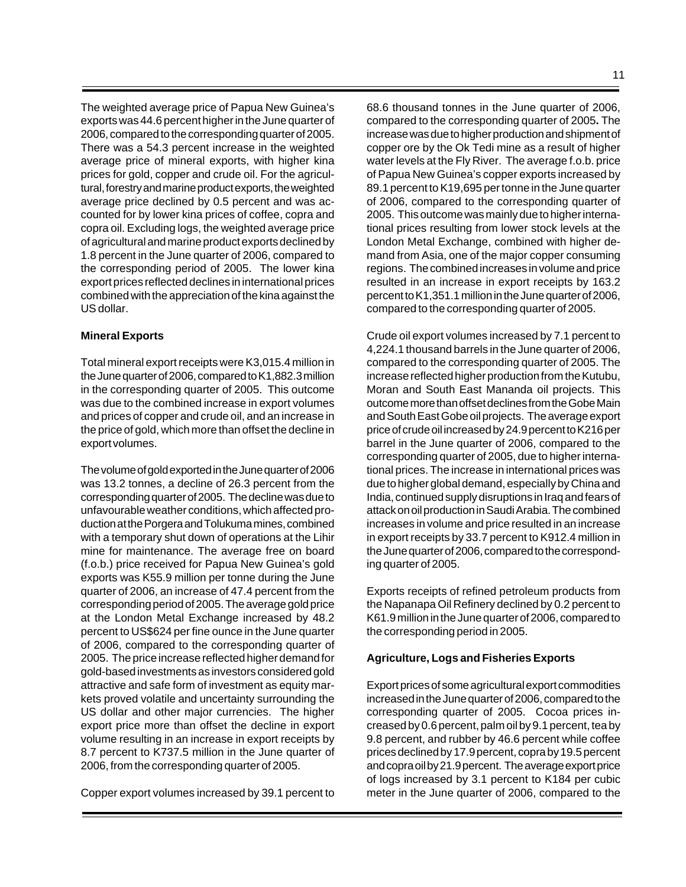The weighted average price of Papua New Guinea's exports was 44.6 percent higher in the June quarter of 2006, compared to the corresponding quarter of 2005. There was a 54.3 percent increase in the weighted average price of mineral exports, with higher kina prices for gold, copper and crude oil. For the agricultural, forestry and marine product exports, the weighted average price declined by 0.5 percent and was accounted for by lower kina prices of coffee, copra and copra oil. Excluding logs, the weighted average price of agricultural and marine product exports declined by 1.8 percent in the June quarter of 2006, compared to the corresponding period of 2005. The lower kina export prices reflected declines in international prices combined with the appreciation of the kina against the US dollar.

**Mineral Exports**

Total mineral export receipts were K3,015.4 million in the June quarter of 2006, compared to K1,882.3 million in the corresponding quarter of 2005. This outcome was due to the combined increase in export volumes and prices of copper and crude oil, and an increase in the price of gold, which more than offset the decline in export volumes.

The volume of gold exported in the June quarter of 2006 was 13.2 tonnes, a decline of 26.3 percent from the corresponding quarter of 2005. The decline was due to unfavourable weather conditions, which affected production at the Porgera and Tolukuma mines, combined with a temporary shut down of operations at the Lihir mine for maintenance. The average free on board (f.o.b.) price received for Papua New Guinea's gold exports was K55.9 million per tonne during the June quarter of 2006, an increase of 47.4 percent from the corresponding period of 2005. The average gold price at the London Metal Exchange increased by 48.2 percent to US$624 per fine ounce in the June quarter of 2006, compared to the corresponding quarter of 2005. The price increase reflected higher demand for gold-based investments as investors considered gold attractive and safe form of investment as equity markets proved volatile and uncertainty surrounding the US dollar and other major currencies. The higher export price more than offset the decline in export volume resulting in an increase in export receipts by 8.7 percent to K737.5 million in the June quarter of 2006, from the corresponding quarter of 2005.

Copper export volumes increased by 39.1 percent to 68.6 thousand tonnes in the June quarter of 2006, compared to the corresponding quarter of 2005. The increase was due to higher production and shipment of copper ore by the Ok Tedi mine as a result of higher water levels at the Fly River. The average f.o.b. price of Papua New Guinea's copper exports increased by 89.1 percent to K19,695 per tonne in the June quarter of 2006, compared to the corresponding quarter of 2005. This outcome was mainly due to higher international prices resulting from lower stock levels at the London Metal Exchange, combined with higher demand from Asia, one of the major copper consuming regions. The combined increases in volume and price resulted in an increase in export receipts by 163.2 percent to K1,351.1 million in the June quarter of 2006, compared to the corresponding quarter of 2005.

Crude oil export volumes increased by 7.1 percent to 4,224.1 thousand barrels in the June quarter of 2006, compared to the corresponding quarter of 2005. The increase reflected higher production from the Kutubu, Moran and South East Mananda oil projects. This outcome more than offset declines from the Gobe Main and South East Gobe oil projects. The average export price of crude oil increased by 24.9 percent to K216 per barrel in the June quarter of 2006, compared to the corresponding quarter of 2005, due to higher international prices. The increase in international prices was due to higher global demand, especially by China and India, continued supply disruptions in Iraq and fears of attack on oil production in Saudi Arabia. The combined increases in volume and price resulted in an increase in export receipts by 33.7 percent to K912.4 million in the June quarter of 2006, compared to the corresponding quarter of 2005.

Exports receipts of refined petroleum products from the Napanapa Oil Refinery declined by 0.2 percent to K61.9 million in the June quarter of 2006, compared to the corresponding period in 2005.

**Agriculture, Logs and Fisheries Exports**

Export prices of some agricultural export commodities increased in the June quarter of 2006, compared to the corresponding quarter of 2005. Cocoa prices increased by 0.6 percent, palm oil by 9.1 percent, tea by 9.8 percent, and rubber by 46.6 percent while coffee prices declined by 17.9 percent, copra by 19.5 percent and copra oil by 21.9 percent. The average export price of logs increased by 3.1 percent to K184 per cubic meter in the June quarter of 2006, compared to the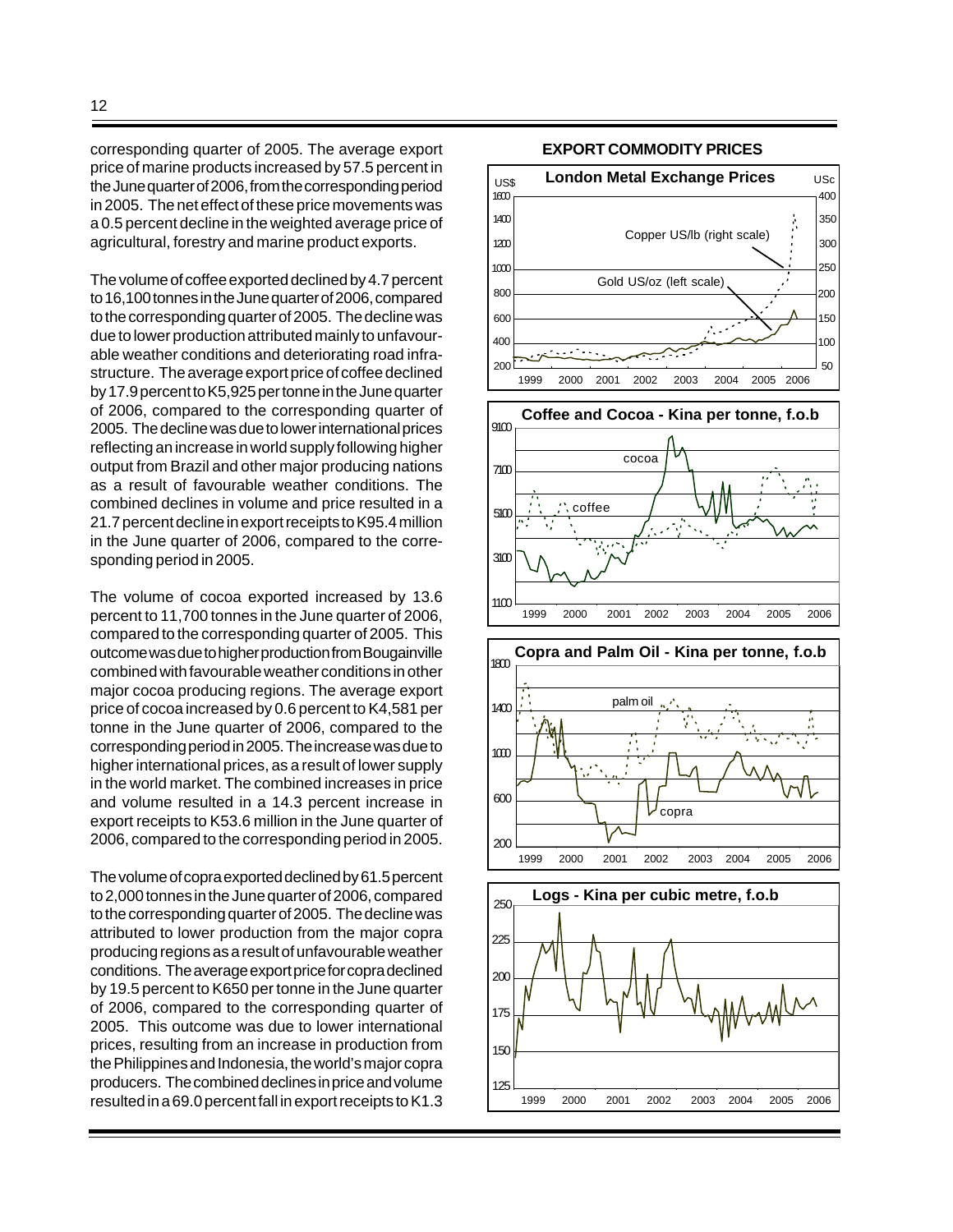corresponding quarter of 2005. The average export price of marine products increased by 57.5 percent in the June quarter of 2006, from the corresponding period in 2005. The net effect of these price movements was a 0.5 percent decline in the weighted average price of agricultural, forestry and marine product exports.

The volume of coffee exported declined by 4.7 percent to 16,100 tonnes in the June quarter of 2006, compared to the corresponding quarter of 2005. The decline was due to lower production attributed mainly to unfavourable weather conditions and deteriorating road infrastructure. The average export price of coffee declined by 17.9 percent to K5,925 per tonne in the June quarter of 2006, compared to the corresponding quarter of 2005. The decline was due to lower international prices reflecting an increase in world supply following higher output from Brazil and other major producing nations as a result of favourable weather conditions. The combined declines in volume and price resulted in a 21.7 percent decline in export receipts to K95.4 million in the June quarter of 2006, compared to the corresponding period in 2005.

The volume of cocoa exported increased by 13.6 percent to 11,700 tonnes in the June quarter of 2006, compared to the corresponding quarter of 2005. This outcome was due to higher production from Bougainville combined with favourable weather conditions in other major cocoa producing regions. The average export price of cocoa increased by 0.6 percent to K4,581 per tonne in the June quarter of 2006, compared to the corresponding period in 2005. The increase was due to higher international prices, as a result of lower supply in the world market. The combined increases in price and volume resulted in a 14.3 percent increase in export receipts to K53.6 million in the June quarter of 2006, compared to the corresponding period in 2005.

The volume of copra exported declined by 61.5 percent to 2,000 tonnes in the June quarter of 2006, compared to the corresponding quarter of 2005. The decline was attributed to lower production from the major copra producing regions as a result of unfavourable weather conditions. The average export price for copra declined by 19.5 percent to K650 per tonne in the June quarter of 2006, compared to the corresponding quarter of 2005. This outcome was due to lower international prices, resulting from an increase in production from the Philippines and Indonesia, the world's major copra producers. The combined declines in price and volume resulted in a 69.0 percent fall in export receipts to K1.3

**EXPORT COMMODITY PRICES**

London Metal Exchange Prices

US$

USc

1600 1400 1200 1000 800 600 400 200

400 350 300 250 200 150 100 50

Copper US/lb (right scale)

Gold US/oz (left scale)

1999 2000 2001 2002 2003 2004 2005 2006

Coffee and Cocoa - Kina per tonne, f.o.b

9100 7100 5100 3100 1100

cocoa

coffee

1999 2000 2001 2002 2003 2004 2005 2006

Copra and Palm Oil - Kina per tonne, f.o.b

1800 1400 1000 600 200

palm oil

copra

1999 2000 2001 2002 2003 2004 2005 2006

Logs - Kina per cubic metre, f.o.b

250 225 200 175 150 125

1999 2000 2001 2002 2003 2004 2005 2006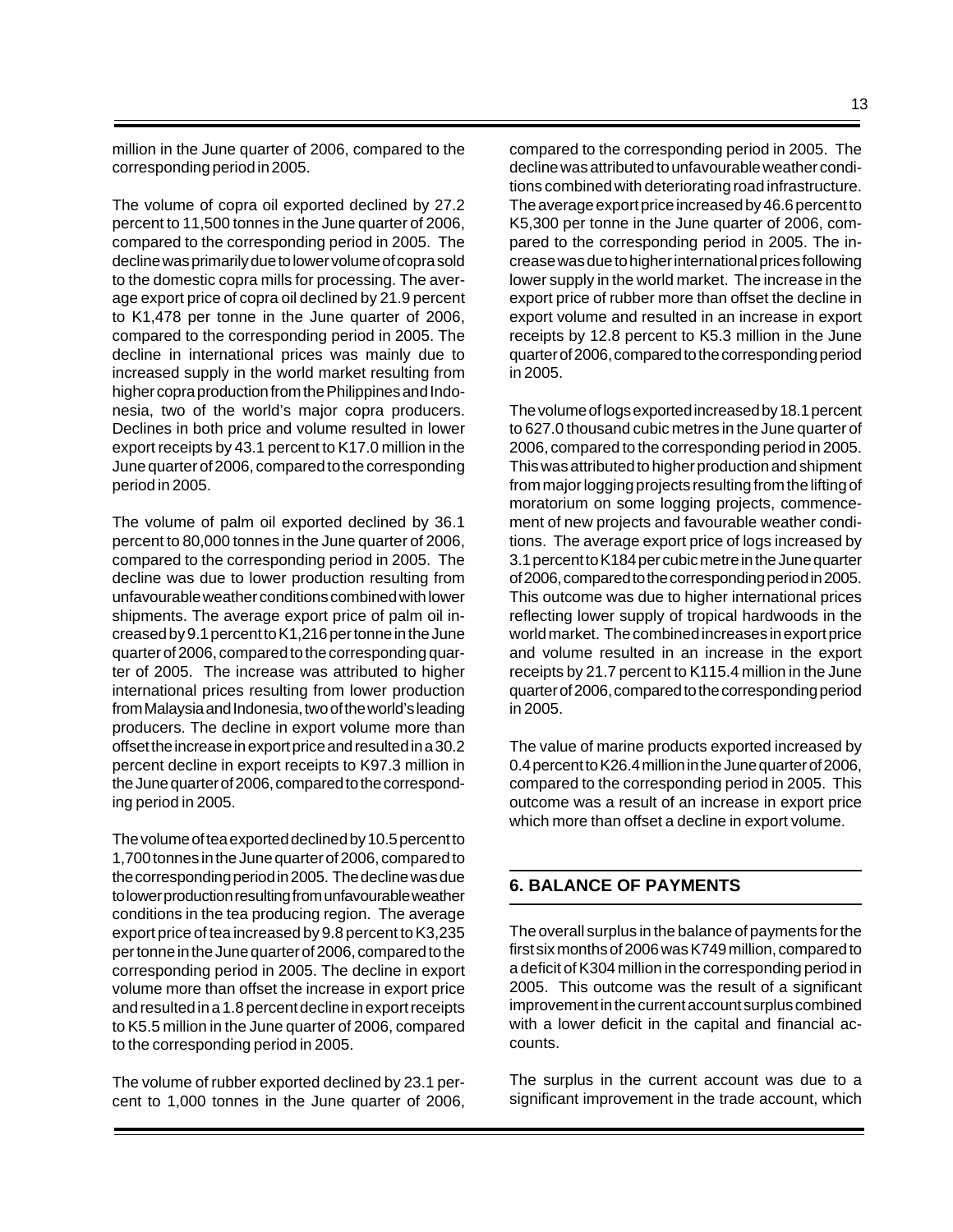million in the June quarter of 2006, compared to the corresponding period in 2005.

The volume of copra oil exported declined by 27.2 percent to 11,500 tonnes in the June quarter of 2006, compared to the corresponding period in 2005. The decline was primarily due to lower volume of copra sold to the domestic copra mills for processing. The average export price of copra oil declined by 21.9 percent to K1,478 per tonne in the June quarter of 2006, compared to the corresponding period in 2005. The decline in international prices was mainly due to increased supply in the world market resulting from higher copra production from the Philippines and Indonesia, two of the world's major copra producers. Declines in both price and volume resulted in lower export receipts by 43.1 percent to K17.0 million in the June quarter of 2006, compared to the corresponding period in 2005.

The volume of palm oil exported declined by 36.1 percent to 80,000 tonnes in the June quarter of 2006, compared to the corresponding period in 2005. The decline was due to lower production resulting from unfavourable weather conditions combined with lower shipments. The average export price of palm oil increased by 9.1 percent to K1,216 per tonne in the June quarter of 2006, compared to the corresponding quarter of 2005. The increase was attributed to higher international prices resulting from lower production from Malaysia and Indonesia, two of the world's leading producers. The decline in export volume more than offset the increase in export price and resulted in a 30.2 percent decline in export receipts to K97.3 million in the June quarter of 2006, compared to the corresponding period in 2005.

The volume of tea exported declined by 10.5 percent to 1,700 tonnes in the June quarter of 2006, compared to the corresponding period in 2005. The decline was due to lower production resulting from unfavourable weather conditions in the tea producing region. The average export price of tea increased by 9.8 percent to K3,235 per tonne in the June quarter of 2006, compared to the corresponding period in 2005. The decline in export volume more than offset the increase in export price and resulted in a 1.8 percent decline in export receipts to K5.5 million in the June quarter of 2006, compared to the corresponding period in 2005.

The volume of rubber exported declined by 23.1 percent to 1,000 tonnes in the June quarter of 2006, compared to the corresponding period in 2005. The decline was attributed to unfavourable weather conditions combined with deteriorating road infrastructure. The average export price increased by 46.6 percent to K5,300 per tonne in the June quarter of 2006, compared to the corresponding period in 2005. The increase was due to higher international prices following lower supply in the world market. The increase in the export price of rubber more than offset the decline in export volume and resulted in an increase in export receipts by 12.8 percent to K5.3 million in the June quarter of 2006, compared to the corresponding period in 2005.

The volume of logs exported increased by 18.1 percent to 627.0 thousand cubic metres in the June quarter of 2006, compared to the corresponding period in 2005. This was attributed to higher production and shipment from major logging projects resulting from the lifting of moratorium on some logging projects, commencement of new projects and favourable weather conditions. The average export price of logs increased by 3.1 percent to K184 per cubic metre in the June quarter of 2006, compared to the corresponding period in 2005. This outcome was due to higher international prices reflecting lower supply of tropical hardwoods in the world market. The combined increases in export price and volume resulted in an increase in the export receipts by 21.7 percent to K115.4 million in the June quarter of 2006, compared to the corresponding period in 2005.

The value of marine products exported increased by 0.4 percent to K26.4 million in the June quarter of 2006, compared to the corresponding period in 2005. This outcome was a result of an increase in export price which more than offset a decline in export volume.

## 6. BALANCE OF PAYMENTS

The overall surplus in the balance of payments for the first six months of 2006 was K749 million, compared to a deficit of K304 million in the corresponding period in 2005. This outcome was the result of a significant improvement in the current account surplus combined with a lower deficit in the capital and financial accounts.

The surplus in the current account was due to a significant improvement in the trade account, which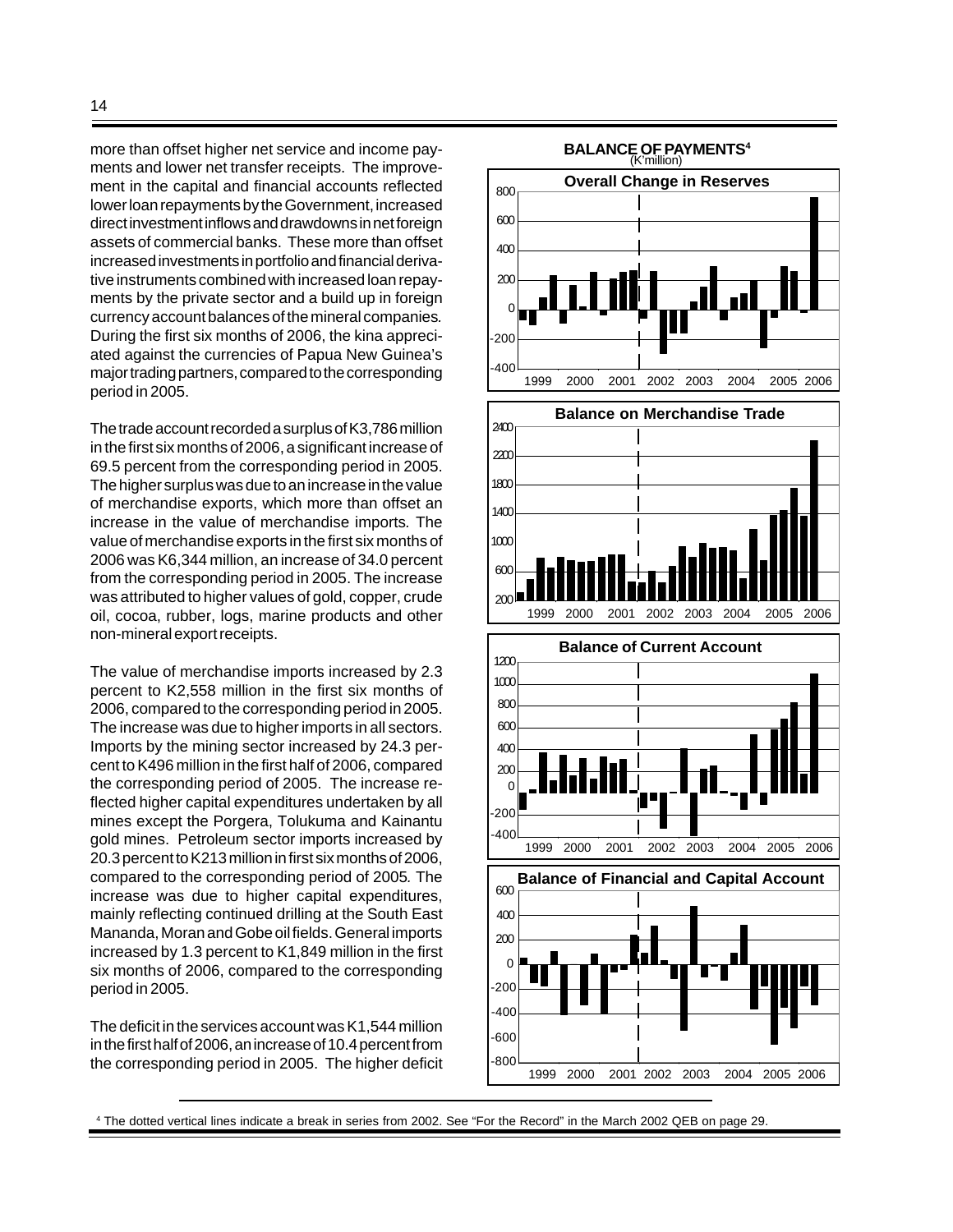more than offset higher net service and income payments and lower net transfer receipts. The improvement in the capital and financial accounts reflected lower loan repayments by the Government, increased direct investment inflows and drawdowns in net foreign assets of commercial banks. These more than offset increased investments in portfolio and financial derivative instruments combined with increased loan repayments by the private sector and a build up in foreign currency account balances of the mineral companies. During the first six months of 2006, the kina appreciated against the currencies of Papua New Guinea's major trading partners, compared to the corresponding period in 2005.

The trade account recorded a surplus of K3,786 million in the first six months of 2006, a significant increase of 69.5 percent from the corresponding period in 2005. The higher surplus was due to an increase in the value of merchandise exports, which more than offset an increase in the value of merchandise imports. The value of merchandise exports in the first six months of 2006 was K6,344 million, an increase of 34.0 percent from the corresponding period in 2005. The increase was attributed to higher values of gold, copper, crude oil, cocoa, rubber, logs, marine products and other non-mineral export receipts.

The value of merchandise imports increased by 2.3 percent to K2,558 million in the first six months of 2006, compared to the corresponding period in 2005. The increase was due to higher imports in all sectors. Imports by the mining sector increased by 24.3 percent to K496 million in the first half of 2006, compared the corresponding period of 2005. The increase reflected higher capital expenditures undertaken by all mines except the Porgera, Tolukuma and Kainantu gold mines. Petroleum sector imports increased by 20.3 percent to K213 million in first six months of 2006, compared to the corresponding period of 2005. The increase was due to higher capital expenditures, mainly reflecting continued drilling at the South East Mananda, Moran and Gobe oil fields. General imports increased by 1.3 percent to K1,849 million in the first six months of 2006, compared to the corresponding period in 2005.

The deficit in the services account was K1,544 million in the first half of 2006, an increase of 10.4 percent from the corresponding period in 2005. The higher deficit

**BALANCE OF PAYMENTS**[4]
(K'million)

Overall Change in Reserves
800
600
400
200
0
-200
-400
1999 2000 2001 2002 2003 2004 2005 2006

Balance on Merchandise Trade
2400
2200
1800
1400
1000
600
200
1999 2000 2001 2002 2003 2004 2005 2006

Balance of Current Account
1200
1000
800
600
400
200
0
-200
-400
1999 2000 2001 2002 2003 2004 2005 2006

Balance of Financial and Capital Account
600
400
200
0
-200
-400
-600
-800
1999 2000 2001 2002 2003 2004 2005 2006

[4] The dotted vertical lines indicate a break in series from 2002. See "For the Record" in the March 2002 QEB on page 29.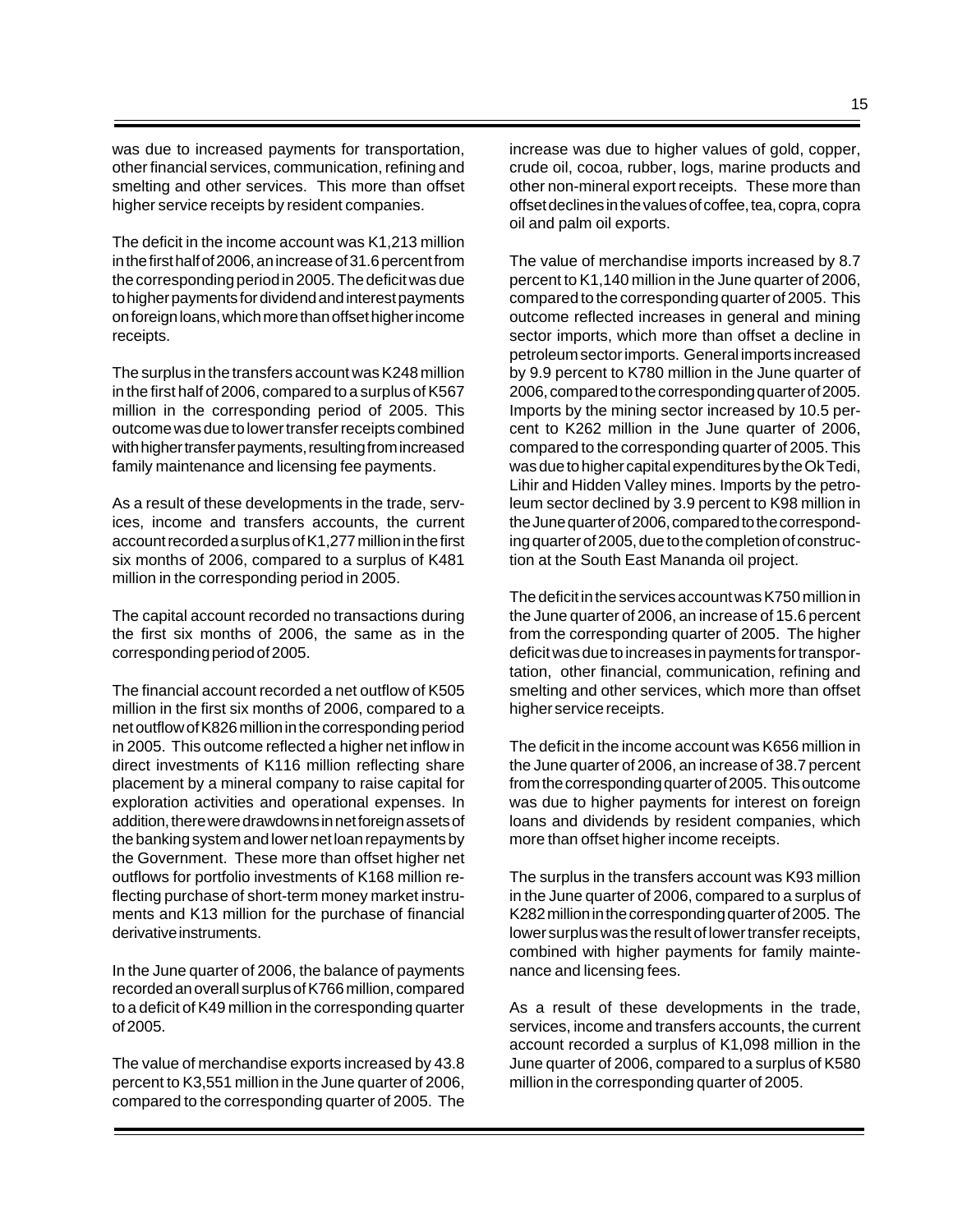was due to increased payments for transportation, other financial services, communication, refining and smelting and other services. This more than offset higher service receipts by resident companies.

The deficit in the income account was K1,213 million in the first half of 2006, an increase of 31.6 percent from the corresponding period in 2005. The deficit was due to higher payments for dividend and interest payments on foreign loans, which more than offset higher income receipts.

The surplus in the transfers account was K248 million in the first half of 2006, compared to a surplus of K567 million in the corresponding period of 2005. This outcome was due to lower transfer receipts combined with higher transfer payments, resulting from increased family maintenance and licensing fee payments.

As a result of these developments in the trade, services, income and transfers accounts, the current account recorded a surplus of K1,277 million in the first six months of 2006, compared to a surplus of K481 million in the corresponding period in 2005.

The capital account recorded no transactions during the first six months of 2006, the same as in the corresponding period of 2005.

The financial account recorded a net outflow of K505 million in the first six months of 2006, compared to a net outflow of K826 million in the corresponding period in 2005. This outcome reflected a higher net inflow in direct investments of K116 million reflecting share placement by a mineral company to raise capital for exploration activities and operational expenses. In addition, there were drawdowns in net foreign assets of the banking system and lower net loan repayments by the Government. These more than offset higher net outflows for portfolio investments of K168 million reflecting purchase of short-term money market instruments and K13 million for the purchase of financial derivative instruments.

In the June quarter of 2006, the balance of payments recorded an overall surplus of K766 million, compared to a deficit of K49 million in the corresponding quarter of 2005.

The value of merchandise exports increased by 43.8 percent to K3,551 million in the June quarter of 2006, compared to the corresponding quarter of 2005. The increase was due to higher values of gold, copper, crude oil, cocoa, rubber, logs, marine products and other non-mineral export receipts. These more than offset declines in the values of coffee, tea, copra, copra oil and palm oil exports.

The value of merchandise imports increased by 8.7 percent to K1,140 million in the June quarter of 2006, compared to the corresponding quarter of 2005. This outcome reflected increases in general and mining sector imports, which more than offset a decline in petroleum sector imports. General imports increased by 9.9 percent to K780 million in the June quarter of 2006, compared to the corresponding quarter of 2005. Imports by the mining sector increased by 10.5 percent to K262 million in the June quarter of 2006, compared to the corresponding quarter of 2005. This was due to higher capital expenditures by the Ok Tedi, Lihir and Hidden Valley mines. Imports by the petroleum sector declined by 3.9 percent to K98 million in the June quarter of 2006, compared to the corresponding quarter of 2005, due to the completion of construction at the South East Mananda oil project.

The deficit in the services account was K750 million in the June quarter of 2006, an increase of 15.6 percent from the corresponding quarter of 2005. The higher deficit was due to increases in payments for transportation, other financial, communication, refining and smelting and other services, which more than offset higher service receipts.

The deficit in the income account was K656 million in the June quarter of 2006, an increase of 38.7 percent from the corresponding quarter of 2005. This outcome was due to higher payments for interest on foreign loans and dividends by resident companies, which more than offset higher income receipts.

The surplus in the transfers account was K93 million in the June quarter of 2006, compared to a surplus of K282 million in the corresponding quarter of 2005. The lower surplus was the result of lower transfer receipts, combined with higher payments for family maintenance and licensing fees.

As a result of these developments in the trade, services, income and transfers accounts, the current account recorded a surplus of K1,098 million in the June quarter of 2006, compared to a surplus of K580 million in the corresponding quarter of 2005.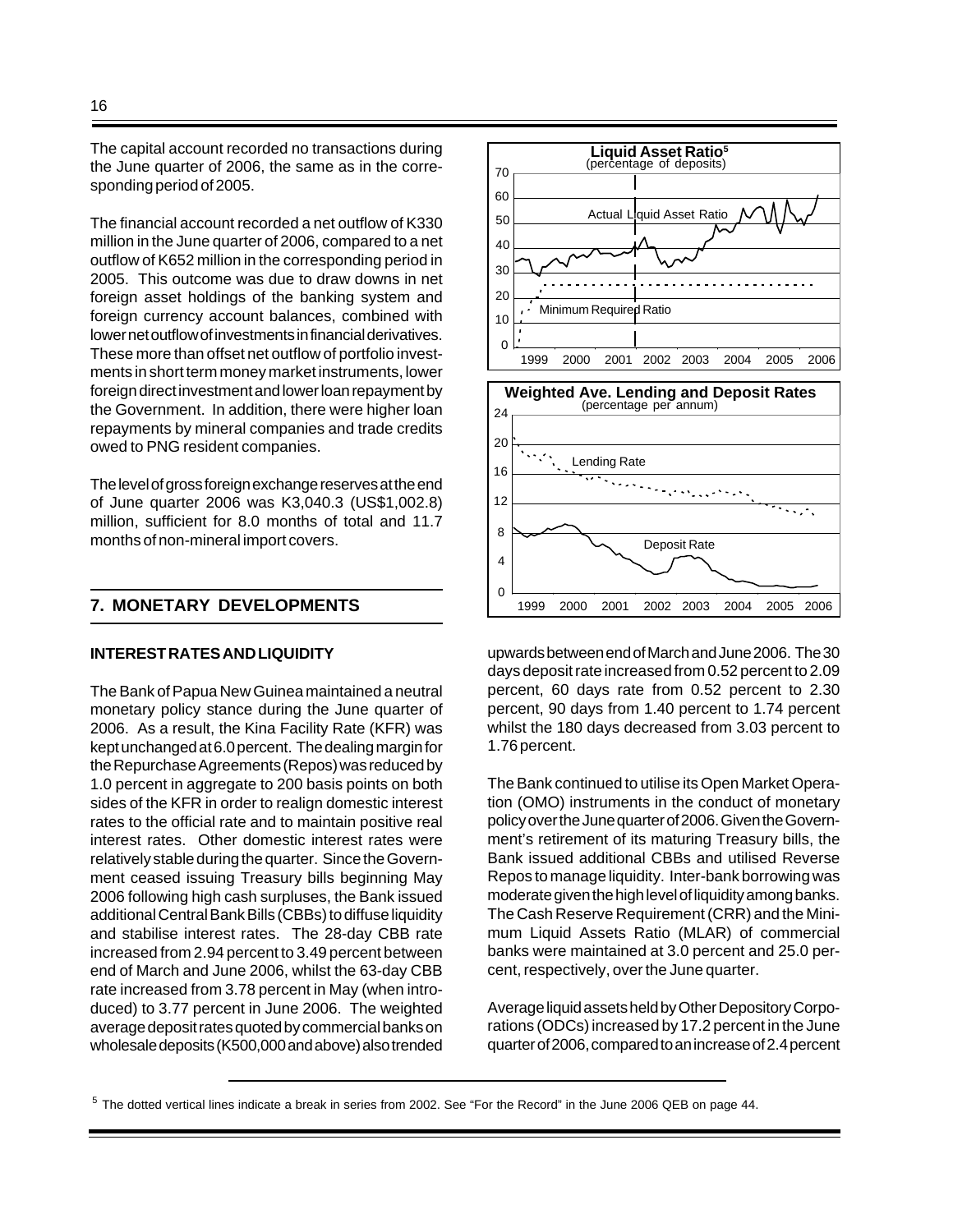The capital account recorded no transactions during the June quarter of 2006, the same as in the corresponding period of 2005.

The financial account recorded a net outflow of K330 million in the June quarter of 2006, compared to a net outflow of K652 million in the corresponding period in 2005. This outcome was due to draw downs in net foreign asset holdings of the banking system and foreign currency account balances, combined with lower net outflow of investments in financial derivatives. These more than offset net outflow of portfolio investments in short term money market instruments, lower foreign direct investment and lower loan repayment by the Government. In addition, there were higher loan repayments by mineral companies and trade credits owed to PNG resident companies.

The level of gross foreign exchange reserves at the end of June quarter 2006 was K3,040.3 (US$1,002.8) million, sufficient for 8.0 months of total and 11.7 months of non-mineral import covers.

## 7. MONETARY DEVELOPMENTS

### INTEREST RATES AND LIQUIDITY

The Bank of Papua New Guinea maintained a neutral monetary policy stance during the June quarter of 2006. As a result, the Kina Facility Rate (KFR) was kept unchanged at 6.0 percent. The dealing margin for the Repurchase Agreements (Repos) was reduced by 1.0 percent in aggregate to 200 basis points on both sides of the KFR in order to realign domestic interest rates to the official rate and to maintain positive real interest rates. Other domestic interest rates were relatively stable during the quarter. Since the Government ceased issuing Treasury bills beginning May 2006 following high cash surpluses, the Bank issued additional Central Bank Bills (CBBs) to diffuse liquidity and stabilise interest rates. The 28-day CBB rate increased from 2.94 percent to 3.49 percent between end of March and June 2006, whilst the 63-day CBB rate increased from 3.78 percent in May (when introduced) to 3.77 percent in June 2006. The weighted average deposit rates quoted by commercial banks on wholesale deposits (K500,000 and above) also trended upwards between end of March and June 2006. The 30 days deposit rate increased from 0.52 percent to 2.09 percent, 60 days rate from 0.52 percent to 2.30 percent, 90 days from 1.40 percent to 1.74 percent whilst the 180 days decreased from 3.03 percent to 1.76 percent.

**Liquid Asset Ratio**[5]
(percentage of deposits)

70
60
50
40
30
20
10
0

Actual Liquid Asset Ratio
Minimum Required Ratio

1999 2000 2001 2002 2003 2004 2005 2006

**Weighted Ave. Lending and Deposit Rates**
(percentage per annum)

24
20
16
12
8
4
0

Lending Rate
Deposit Rate

1999 2000 2001 2002 2003 2004 2005 2006

The Bank continued to utilise its Open Market Operation (OMO) instruments in the conduct of monetary policy over the June quarter of 2006. Given the Government's retirement of its maturing Treasury bills, the Bank issued additional CBBs and utilised Reverse Repos to manage liquidity. Inter-bank borrowing was moderate given the high level of liquidity among banks. The Cash Reserve Requirement (CRR) and the Minimum Liquid Assets Ratio (MLAR) of commercial banks were maintained at 3.0 percent and 25.0 percent, respectively, over the June quarter.

Average liquid assets held by Other Depository Corporations (ODCs) increased by 17.2 percent in the June quarter of 2006, compared to an increase of 2.4 percent

[5] The dotted vertical lines indicate a break in series from 2002. See "For the Record" in the June 2006 QEB on page 44.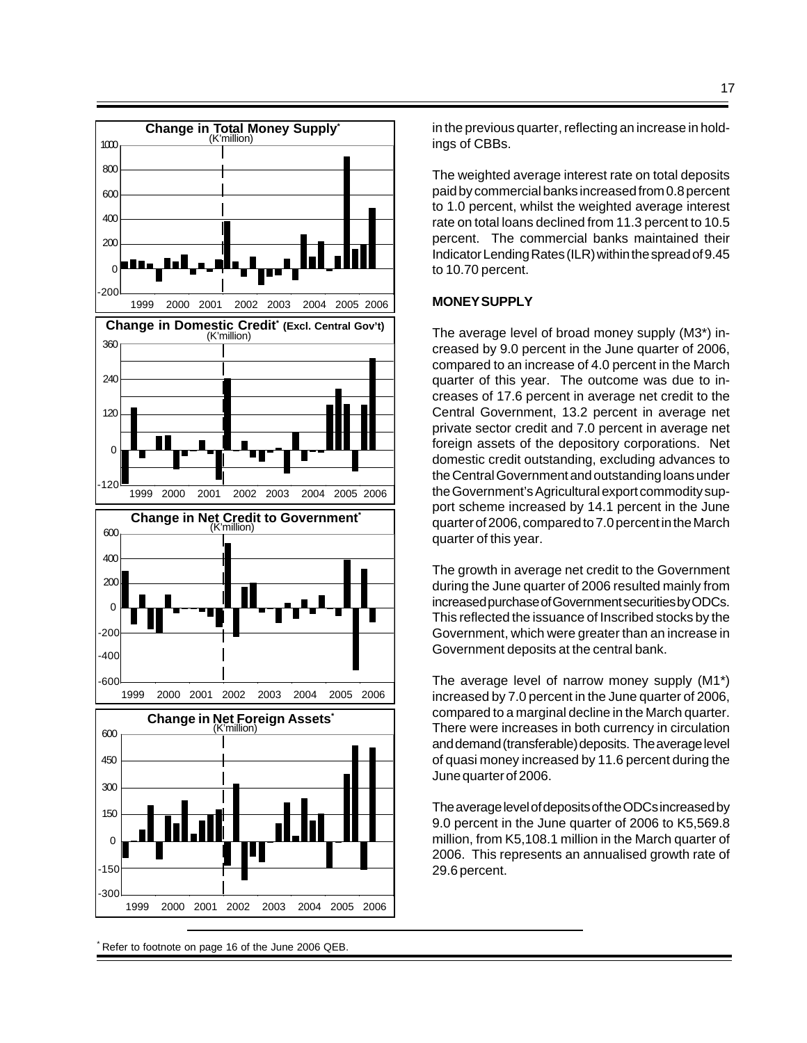Change in Total Money Supply*
(K'million)
1000
800
600
400
200
0
-200
1999 2000 2001 2002 2003 2004 2005 2006

Change in Domestic Credit* (Excl. Central Gov't)
(K'million)
360
240
120
0
-120
1999 2000 2001 2002 2003 2004 2005 2006

Change in Net Credit to Government*
(K'million)
600
400
200
0
-200
-400
-600
1999 2000 2001 2002 2003 2004 2005 2006

Change in Net Foreign Assets*
(K'million)
600
450
300
150
0
-150
-300
1999 2000 2001 2002 2003 2004 2005 2006

in the previous quarter, reflecting an increase in holdings of CBBs.

The weighted average interest rate on total deposits paid by commercial banks increased from 0.8 percent to 1.0 percent, whilst the weighted average interest rate on total loans declined from 11.3 percent to 10.5 percent. The commercial banks maintained their Indicator Lending Rates (ILR) within the spread of 9.45 to 10.70 percent.

**MONEY SUPPLY**

The average level of broad money supply (M3*) increased by 9.0 percent in the June quarter of 2006, compared to an increase of 4.0 percent in the March quarter of this year. The outcome was due to increases of 17.6 percent in average net credit to the Central Government, 13.2 percent in average net private sector credit and 7.0 percent in average net foreign assets of the depository corporations. Net domestic credit outstanding, excluding advances to the Central Government and outstanding loans under the Government's Agricultural export commodity support scheme increased by 14.1 percent in the June quarter of 2006, compared to 7.0 percent in the March quarter of this year.

The growth in average net credit to the Government during the June quarter of 2006 resulted mainly from increased purchase of Government securities by ODCs. This reflected the issuance of Inscribed stocks by the Government, which were greater than an increase in Government deposits at the central bank.

The average level of narrow money supply (M1*) increased by 7.0 percent in the June quarter of 2006, compared to a marginal decline in the March quarter. There were increases in both currency in circulation and demand (transferable) deposits. The average level of quasi money increased by 11.6 percent during the June quarter of 2006.

The average level of deposits of the ODCs increased by 9.0 percent in the June quarter of 2006 to K5,569.8 million, from K5,108.1 million in the March quarter of 2006. This represents an annualised growth rate of 29.6 percent.

* Refer to footnote on page 16 of the June 2006 QEB.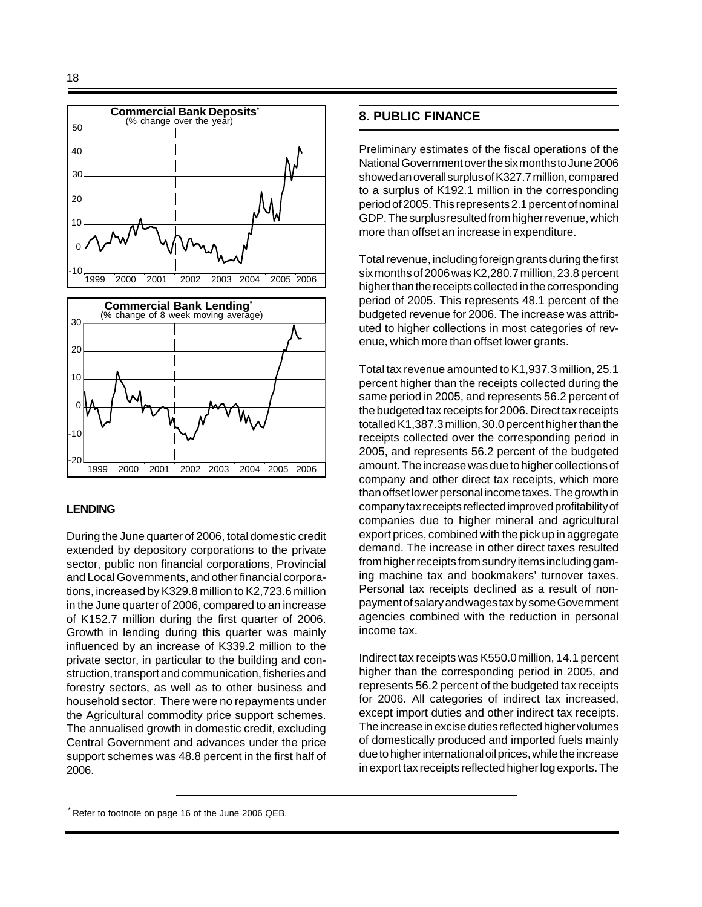**Commercial Bank Deposits***
(% change over the year)

50
40
30
20
10
0
-10
1999 2000 2001 2002 2003 2004 2005 2006

**Commercial Bank Lending***
(% change of 8 week moving average)

30
20
10
0
-10
-20
1999 2000 2001 2002 2003 2004 2005 2006

## LENDING

During the June quarter of 2006, total domestic credit extended by depository corporations to the private sector, public non financial corporations, Provincial and Local Governments, and other financial corporations, increased by K329.8 million to K2,723.6 million in the June quarter of 2006, compared to an increase of K152.7 million during the first quarter of 2006. Growth in lending during this quarter was mainly influenced by an increase of K339.2 million to the private sector, in particular to the building and construction, transport and communication, fisheries and forestry sectors, as well as to other business and household sector. There were no repayments under the Agricultural commodity price support schemes. The annualised growth in domestic credit, excluding Central Government and advances under the price support schemes was 48.8 percent in the first half of 2006.

## 8. PUBLIC FINANCE

Preliminary estimates of the fiscal operations of the National Government over the six months to June 2006 showed an overall surplus of K327.7 million, compared to a surplus of K192.1 million in the corresponding period of 2005. This represents 2.1 percent of nominal GDP. The surplus resulted from higher revenue, which more than offset an increase in expenditure.

Total revenue, including foreign grants during the first six months of 2006 was K2,280.7 million, 23.8 percent higher than the receipts collected in the corresponding period of 2005. This represents 48.1 percent of the budgeted revenue for 2006. The increase was attributed to higher collections in most categories of revenue, which more than offset lower grants.

Total tax revenue amounted to K1,937.3 million, 25.1 percent higher than the receipts collected during the same period in 2005, and represents 56.2 percent of the budgeted tax receipts for 2006. Direct tax receipts totalled K1,387.3 million, 30.0 percent higher than the receipts collected over the corresponding period in 2005, and represents 56.2 percent of the budgeted amount. The increase was due to higher collections of company and other direct tax receipts, which more than offset lower personal income taxes. The growth in company tax receipts reflected improved profitability of companies due to higher mineral and agricultural export prices, combined with the pick up in aggregate demand. The increase in other direct taxes resulted from higher receipts from sundry items including gaming machine tax and bookmakers' turnover taxes. Personal tax receipts declined as a result of non-payment of salary and wages tax by some Government agencies combined with the reduction in personal income tax.

Indirect tax receipts was K550.0 million, 14.1 percent higher than the corresponding period in 2005, and represents 56.2 percent of the budgeted tax receipts for 2006. All categories of indirect tax increased, except import duties and other indirect tax receipts. The increase in excise duties reflected higher volumes of domestically produced and imported fuels mainly due to higher international oil prices, while the increase in export tax receipts reflected higher log exports. The

---

* Refer to footnote on page 16 of the June 2006 QEB.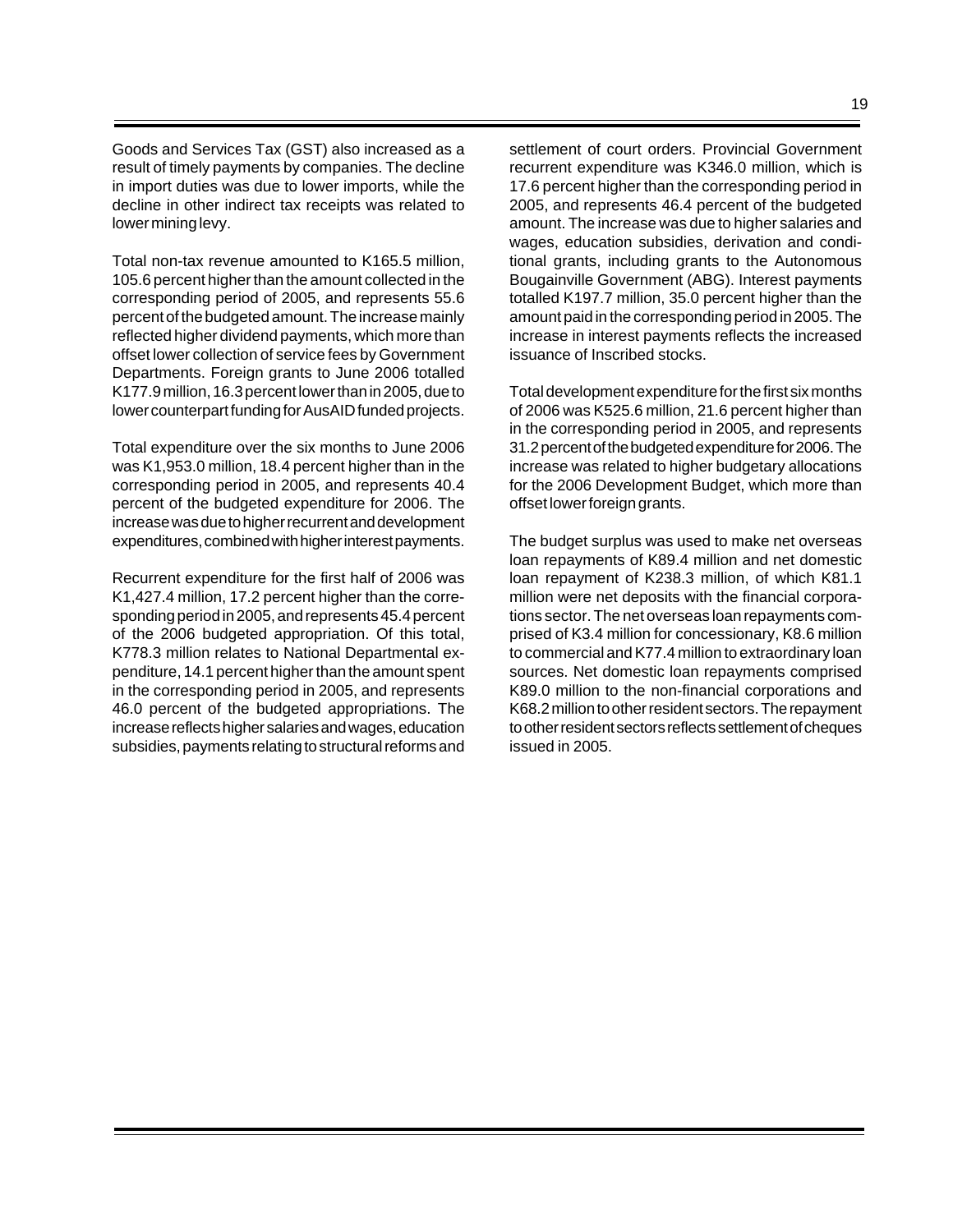Goods and Services Tax (GST) also increased as a result of timely payments by companies. The decline in import duties was due to lower imports, while the decline in other indirect tax receipts was related to lower mining levy.

Total non-tax revenue amounted to K165.5 million, 105.6 percent higher than the amount collected in the corresponding period of 2005, and represents 55.6 percent of the budgeted amount. The increase mainly reflected higher dividend payments, which more than offset lower collection of service fees by Government Departments. Foreign grants to June 2006 totalled K177.9 million, 16.3 percent lower than in 2005, due to lower counterpart funding for AusAID funded projects.

Total expenditure over the six months to June 2006 was K1,953.0 million, 18.4 percent higher than in the corresponding period in 2005, and represents 40.4 percent of the budgeted expenditure for 2006. The increase was due to higher recurrent and development expenditures, combined with higher interest payments.

Recurrent expenditure for the first half of 2006 was K1,427.4 million, 17.2 percent higher than the corresponding period in 2005, and represents 45.4 percent of the 2006 budgeted appropriation. Of this total, K778.3 million relates to National Departmental expenditure, 14.1 percent higher than the amount spent in the corresponding period in 2005, and represents 46.0 percent of the budgeted appropriations. The increase reflects higher salaries and wages, education subsidies, payments relating to structural reforms and settlement of court orders. Provincial Government recurrent expenditure was K346.0 million, which is 17.6 percent higher than the corresponding period in 2005, and represents 46.4 percent of the budgeted amount. The increase was due to higher salaries and wages, education subsidies, derivation and conditional grants, including grants to the Autonomous Bougainville Government (ABG). Interest payments totalled K197.7 million, 35.0 percent higher than the amount paid in the corresponding period in 2005. The increase in interest payments reflects the increased issuance of Inscribed stocks.

Total development expenditure for the first six months of 2006 was K525.6 million, 21.6 percent higher than in the corresponding period in 2005, and represents 31.2 percent of the budgeted expenditure for 2006. The increase was related to higher budgetary allocations for the 2006 Development Budget, which more than offset lower foreign grants.

The budget surplus was used to make net overseas loan repayments of K89.4 million and net domestic loan repayment of K238.3 million, of which K81.1 million were net deposits with the financial corporations sector. The net overseas loan repayments comprised of K3.4 million for concessionary, K8.6 million to commercial and K77.4 million to extraordinary loan sources. Net domestic loan repayments comprised K89.0 million to the non-financial corporations and K68.2 million to other resident sectors. The repayment to other resident sectors reflects settlement of cheques issued in 2005.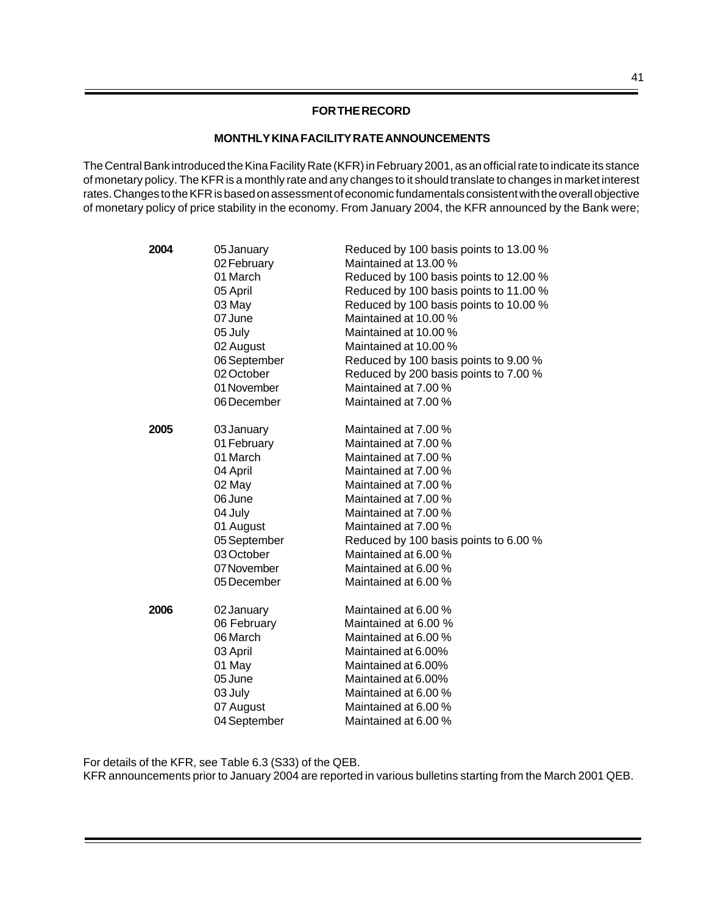## FOR THE RECORD

### MONTHLY KINA FACILITY RATE ANNOUNCEMENTS

The Central Bank introduced the Kina Facility Rate (KFR) in February 2001, as an official rate to indicate its stance of monetary policy. The KFR is a monthly rate and any changes to it should translate to changes in market interest rates. Changes to the KFR is based on assessment of economic fundamentals consistent with the overall objective of monetary policy of price stability in the economy. From January 2004, the KFR announced by the Bank were;

| | | |
|---|---|---|
| **2004** | 05 January | Reduced by 100 basis points to 13.00 % |
| | 02 February | Maintained at 13.00 % |
| | 01 March | Reduced by 100 basis points to 12.00 % |
| | 05 April | Reduced by 100 basis points to 11.00 % |
| | 03 May | Reduced by 100 basis points to 10.00 % |
| | 07 June | Maintained at 10.00 % |
| | 05 July | Maintained at 10.00 % |
| | 02 August | Maintained at 10.00 % |
| | 06 September | Reduced by 100 basis points to 9.00 % |
| | 02 October | Reduced by 200 basis points to 7.00 % |
| | 01 November | Maintained at 7.00 % |
| | 06 December | Maintained at 7.00 % |
| **2005** | 03 January | Maintained at 7.00 % |
| | 01 February | Maintained at 7.00 % |
| | 01 March | Maintained at 7.00 % |
| | 04 April | Maintained at 7.00 % |
| | 02 May | Maintained at 7.00 % |
| | 06 June | Maintained at 7.00 % |
| | 04 July | Maintained at 7.00 % |
| | 01 August | Maintained at 7.00 % |
| | 05 September | Reduced by 100 basis points to 6.00 % |
| | 03 October | Maintained at 6.00 % |
| | 07 November | Maintained at 6.00 % |
| | 05 December | Maintained at 6.00 % |
| **2006** | 02 January | Maintained at 6.00 % |
| | 06 February | Maintained at 6.00 % |
| | 06 March | Maintained at 6.00 % |
| | 03 April | Maintained at 6.00% |
| | 01 May | Maintained at 6.00% |
| | 05 June | Maintained at 6.00% |
| | 03 July | Maintained at 6.00 % |
| | 07 August | Maintained at 6.00 % |
| | 04 September | Maintained at 6.00 % |

For details of the KFR, see Table 6.3 (S33) of the QEB.
KFR announcements prior to January 2004 are reported in various bulletins starting from the March 2001 QEB.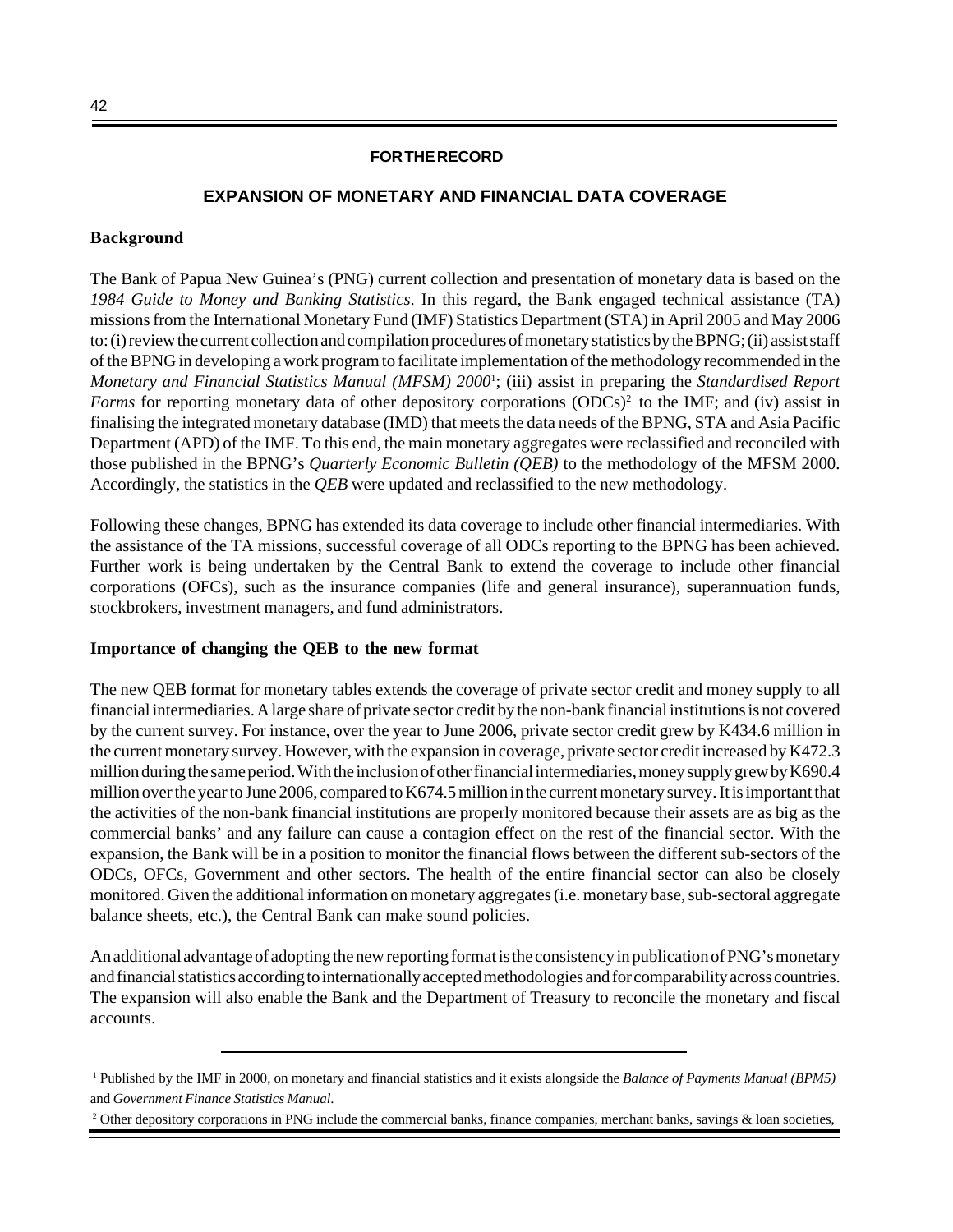## FOR THE RECORD

## EXPANSION OF MONETARY AND FINANCIAL DATA COVERAGE

### Background

The Bank of Papua New Guinea's (PNG) current collection and presentation of monetary data is based on the *1984 Guide to Money and Banking Statistics*. In this regard, the Bank engaged technical assistance (TA) missions from the International Monetary Fund (IMF) Statistics Department (STA) in April 2005 and May 2006 to: (i) review the current collection and compilation procedures of monetary statistics by the BPNG; (ii) assist staff of the BPNG in developing a work program to facilitate implementation of the methodology recommended in the *Monetary and Financial Statistics Manual (MFSM) 2000*[1]; (iii) assist in preparing the *Standardised Report Forms* for reporting monetary data of other depository corporations (ODCs)[2] to the IMF; and (iv) assist in finalising the integrated monetary database (IMD) that meets the data needs of the BPNG, STA and Asia Pacific Department (APD) of the IMF. To this end, the main monetary aggregates were reclassified and reconciled with those published in the BPNG's *Quarterly Economic Bulletin (QEB)* to the methodology of the MFSM 2000. Accordingly, the statistics in the *QEB* were updated and reclassified to the new methodology.

Following these changes, BPNG has extended its data coverage to include other financial intermediaries. With the assistance of the TA missions, successful coverage of all ODCs reporting to the BPNG has been achieved. Further work is being undertaken by the Central Bank to extend the coverage to include other financial corporations (OFCs), such as the insurance companies (life and general insurance), superannuation funds, stockbrokers, investment managers, and fund administrators.

### Importance of changing the QEB to the new format

The new QEB format for monetary tables extends the coverage of private sector credit and money supply to all financial intermediaries. A large share of private sector credit by the non-bank financial institutions is not covered by the current survey. For instance, over the year to June 2006, private sector credit grew by K434.6 million in the current monetary survey. However, with the expansion in coverage, private sector credit increased by K472.3 million during the same period. With the inclusion of other financial intermediaries, money supply grew by K690.4 million over the year to June 2006, compared to K674.5 million in the current monetary survey. It is important that the activities of the non-bank financial institutions are properly monitored because their assets are as big as the commercial banks' and any failure can cause a contagion effect on the rest of the financial sector. With the expansion, the Bank will be in a position to monitor the financial flows between the different sub-sectors of the ODCs, OFCs, Government and other sectors. The health of the entire financial sector can also be closely monitored. Given the additional information on monetary aggregates (i.e. monetary base, sub-sectoral aggregate balance sheets, etc.), the Central Bank can make sound policies.

An additional advantage of adopting the new reporting format is the consistency in publication of PNG's monetary and financial statistics according to internationally accepted methodologies and for comparability across countries. The expansion will also enable the Bank and the Department of Treasury to reconcile the monetary and fiscal accounts.

---

[1] Published by the IMF in 2000, on monetary and financial statistics and it exists alongside the *Balance of Payments Manual (BPM5)* and *Government Finance Statistics Manual*.

[2] Other depository corporations in PNG include the commercial banks, finance companies, merchant banks, savings & loan societies,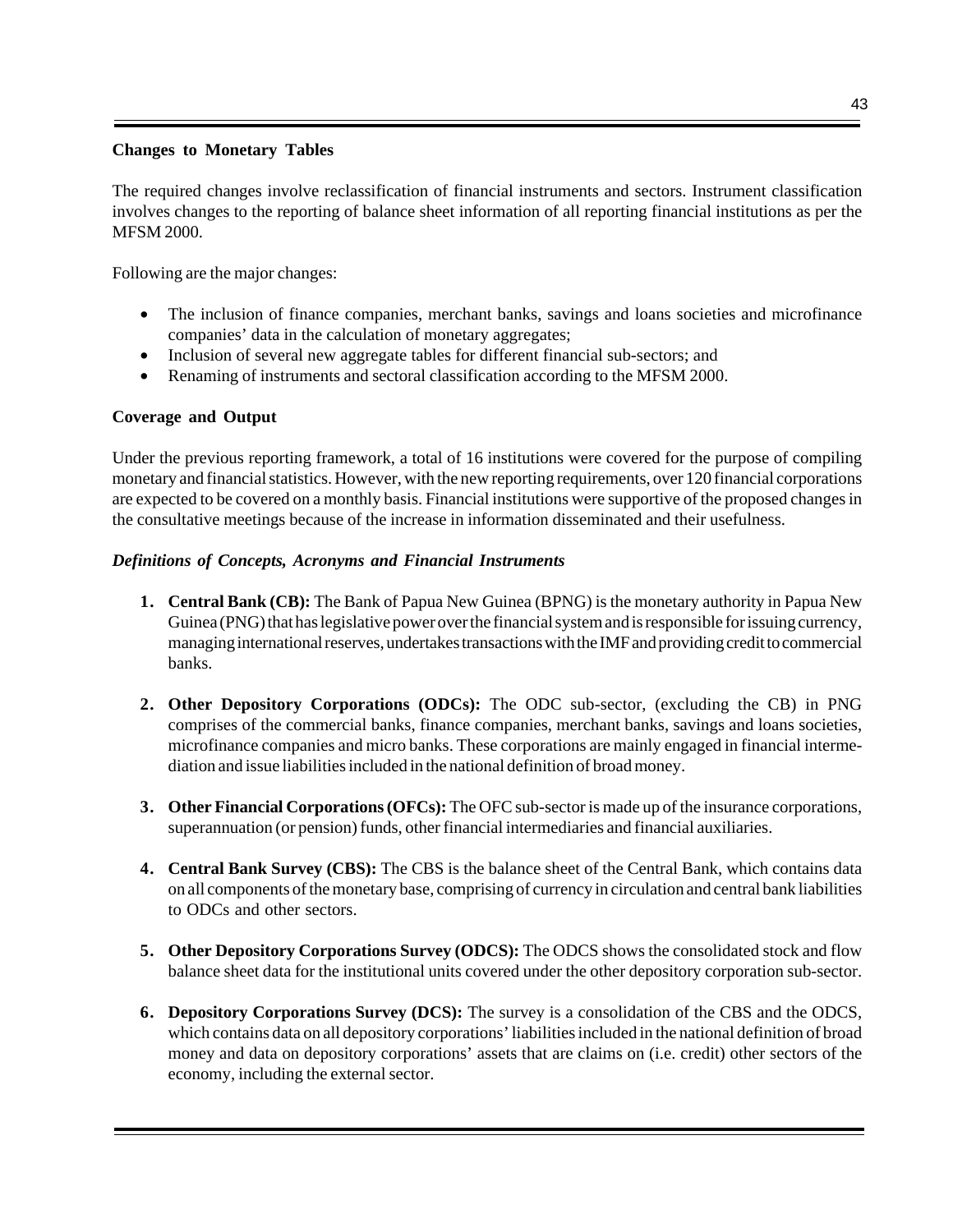**Changes to Monetary Tables**

The required changes involve reclassification of financial instruments and sectors. Instrument classification involves changes to the reporting of balance sheet information of all reporting financial institutions as per the MFSM 2000.

Following are the major changes:

- The inclusion of finance companies, merchant banks, savings and loans societies and microfinance companies' data in the calculation of monetary aggregates;
- Inclusion of several new aggregate tables for different financial sub-sectors; and
- Renaming of instruments and sectoral classification according to the MFSM 2000.

**Coverage and Output**

Under the previous reporting framework, a total of 16 institutions were covered for the purpose of compiling monetary and financial statistics. However, with the new reporting requirements, over 120 financial corporations are expected to be covered on a monthly basis. Financial institutions were supportive of the proposed changes in the consultative meetings because of the increase in information disseminated and their usefulness.

***Definitions of Concepts, Acronyms and Financial Instruments***

1. **Central Bank (CB):** The Bank of Papua New Guinea (BPNG) is the monetary authority in Papua New Guinea (PNG) that has legislative power over the financial system and is responsible for issuing currency, managing international reserves, undertakes transactions with the IMF and providing credit to commercial banks.

2. **Other Depository Corporations (ODCs):** The ODC sub-sector, (excluding the CB) in PNG comprises of the commercial banks, finance companies, merchant banks, savings and loans societies, microfinance companies and micro banks. These corporations are mainly engaged in financial intermediation and issue liabilities included in the national definition of broad money.

3. **Other Financial Corporations (OFCs):** The OFC sub-sector is made up of the insurance corporations, superannuation (or pension) funds, other financial intermediaries and financial auxiliaries.

4. **Central Bank Survey (CBS):** The CBS is the balance sheet of the Central Bank, which contains data on all components of the monetary base, comprising of currency in circulation and central bank liabilities to ODCs and other sectors.

5. **Other Depository Corporations Survey (ODCS):** The ODCS shows the consolidated stock and flow balance sheet data for the institutional units covered under the other depository corporation sub-sector.

6. **Depository Corporations Survey (DCS):** The survey is a consolidation of the CBS and the ODCS, which contains data on all depository corporations' liabilities included in the national definition of broad money and data on depository corporations' assets that are claims on (i.e. credit) other sectors of the economy, including the external sector.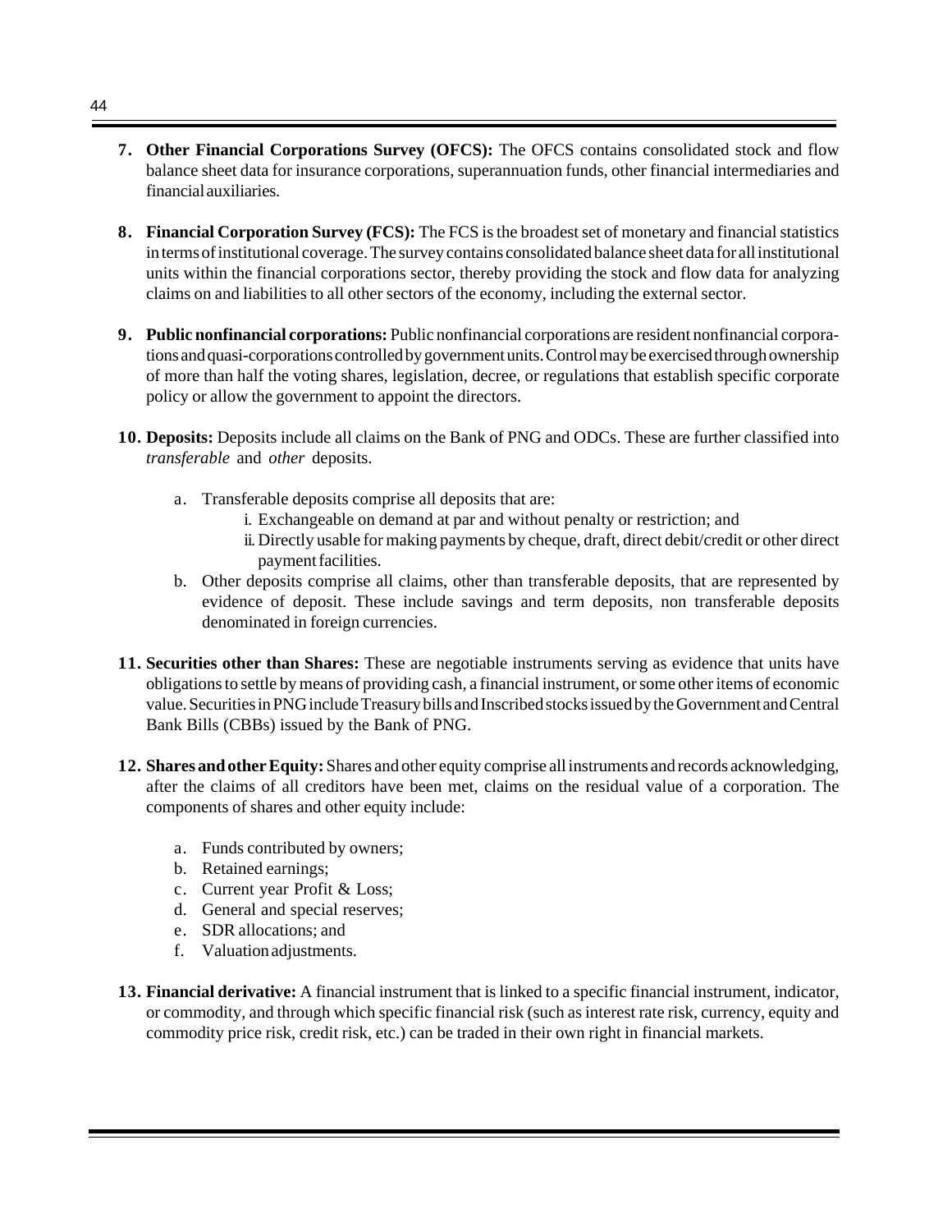7. **Other Financial Corporations Survey (OFCS):** The OFCS contains consolidated stock and flow balance sheet data for insurance corporations, superannuation funds, other financial intermediaries and financial auxiliaries.

8. **Financial Corporation Survey (FCS):** The FCS is the broadest set of monetary and financial statistics in terms of institutional coverage. The survey contains consolidated balance sheet data for all institutional units within the financial corporations sector, thereby providing the stock and flow data for analyzing claims on and liabilities to all other sectors of the economy, including the external sector.

9. **Public nonfinancial corporations:** Public nonfinancial corporations are resident nonfinancial corporations and quasi-corporations controlled by government units. Control may be exercised through ownership of more than half the voting shares, legislation, decree, or regulations that establish specific corporate policy or allow the government to appoint the directors.

10. **Deposits:** Deposits include all claims on the Bank of PNG and ODCs. These are further classified into *transferable* and *other* deposits.

    a. Transferable deposits comprise all deposits that are:
        i. Exchangeable on demand at par and without penalty or restriction; and
        ii. Directly usable for making payments by cheque, draft, direct debit/credit or other direct payment facilities.
    b. Other deposits comprise all claims, other than transferable deposits, that are represented by evidence of deposit. These include savings and term deposits, non transferable deposits denominated in foreign currencies.

11. **Securities other than Shares:** These are negotiable instruments serving as evidence that units have obligations to settle by means of providing cash, a financial instrument, or some other items of economic value. Securities in PNG include Treasury bills and Inscribed stocks issued by the Government and Central Bank Bills (CBBs) issued by the Bank of PNG.

12. **Shares and other Equity:** Shares and other equity comprise all instruments and records acknowledging, after the claims of all creditors have been met, claims on the residual value of a corporation. The components of shares and other equity include:

    a. Funds contributed by owners;
    b. Retained earnings;
    c. Current year Profit & Loss;
    d. General and special reserves;
    e. SDR allocations; and
    f. Valuation adjustments.

13. **Financial derivative:** A financial instrument that is linked to a specific financial instrument, indicator, or commodity, and through which specific financial risk (such as interest rate risk, currency, equity and commodity price risk, credit risk, etc.) can be traded in their own right in financial markets.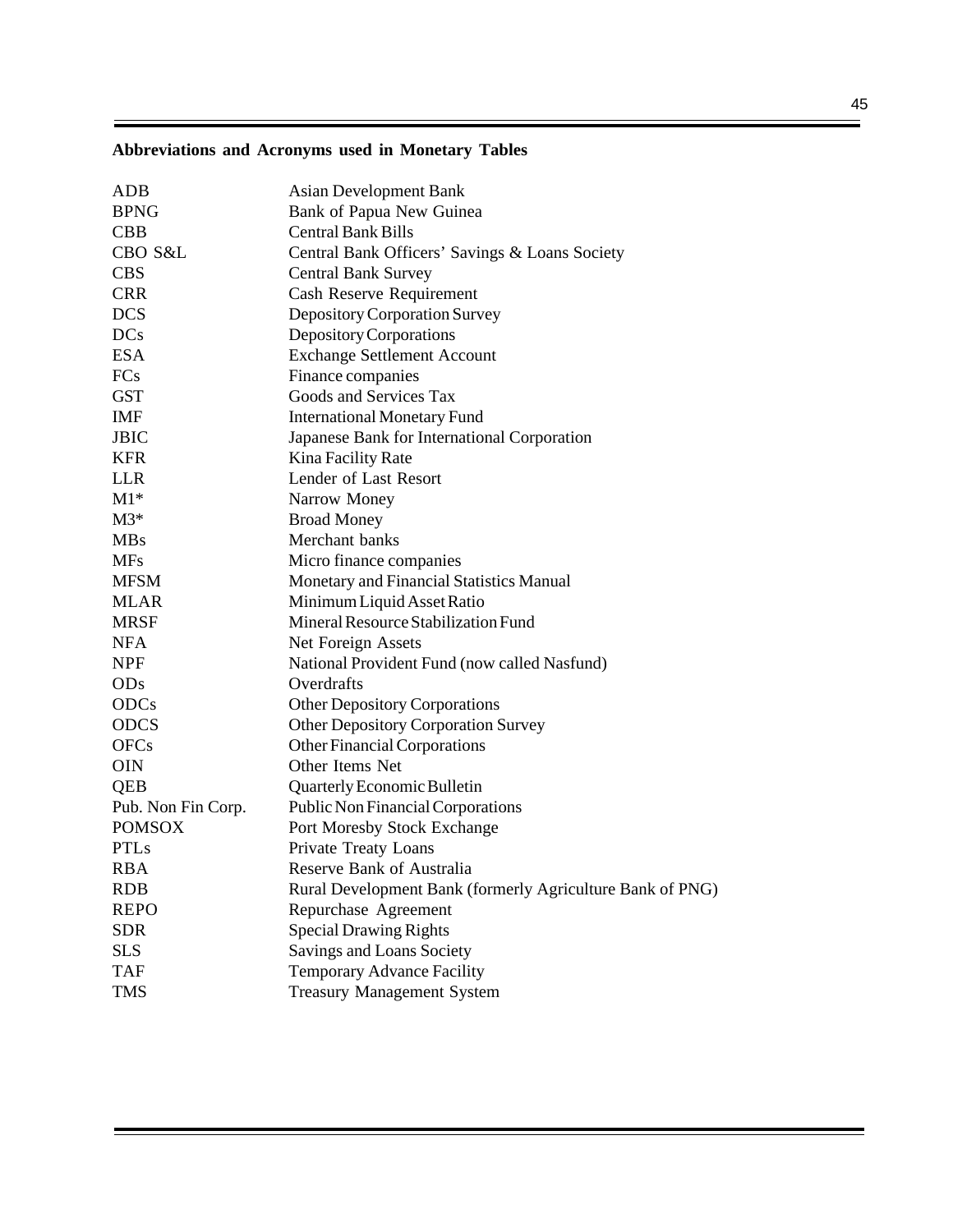## Abbreviations and Acronyms used in Monetary Tables

| | |
|---|---|
| ADB | Asian Development Bank |
| BPNG | Bank of Papua New Guinea |
| CBB | Central Bank Bills |
| CBO S&L | Central Bank Officers' Savings & Loans Society |
| CBS | Central Bank Survey |
| CRR | Cash Reserve Requirement |
| DCS | Depository Corporation Survey |
| DCs | Depository Corporations |
| ESA | Exchange Settlement Account |
| FCs | Finance companies |
| GST | Goods and Services Tax |
| IMF | International Monetary Fund |
| JBIC | Japanese Bank for International Corporation |
| KFR | Kina Facility Rate |
| LLR | Lender of Last Resort |
| M1* | Narrow Money |
| M3* | Broad Money |
| MBs | Merchant banks |
| MFs | Micro finance companies |
| MFSM | Monetary and Financial Statistics Manual |
| MLAR | Minimum Liquid Asset Ratio |
| MRSF | Mineral Resource Stabilization Fund |
| NFA | Net Foreign Assets |
| NPF | National Provident Fund (now called Nasfund) |
| ODs | Overdrafts |
| ODCs | Other Depository Corporations |
| ODCS | Other Depository Corporation Survey |
| OFCs | Other Financial Corporations |
| OIN | Other Items Net |
| QEB | Quarterly Economic Bulletin |
| Pub. Non Fin Corp. | Public Non Financial Corporations |
| POMSOX | Port Moresby Stock Exchange |
| PTLs | Private Treaty Loans |
| RBA | Reserve Bank of Australia |
| RDB | Rural Development Bank (formerly Agriculture Bank of PNG) |
| REPO | Repurchase Agreement |
| SDR | Special Drawing Rights |
| SLS | Savings and Loans Society |
| TAF | Temporary Advance Facility |
| TMS | Treasury Management System |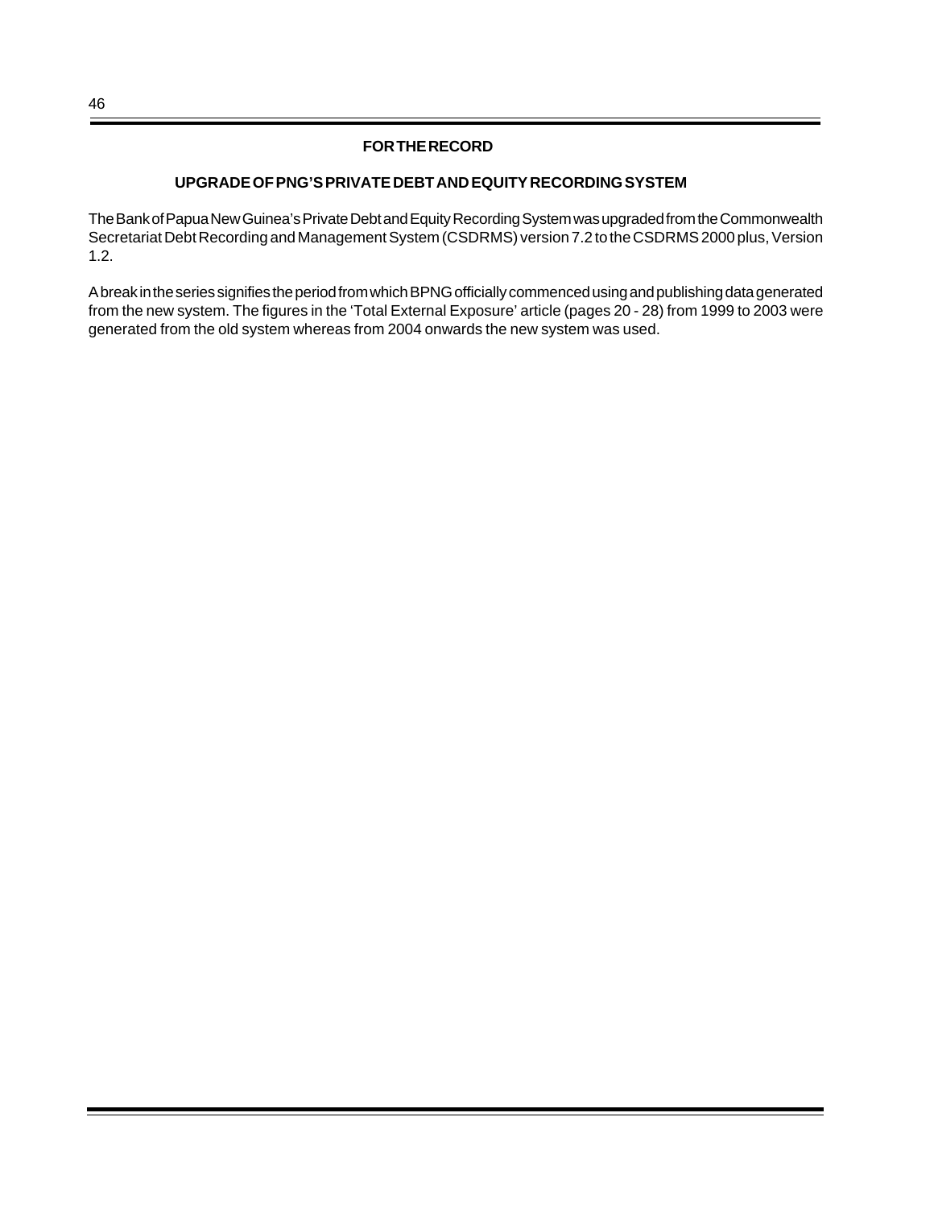## FOR THE RECORD

### UPGRADE OF PNG'S PRIVATE DEBT AND EQUITY RECORDING SYSTEM

The Bank of Papua New Guinea's Private Debt and Equity Recording System was upgraded from the Commonwealth Secretariat Debt Recording and Management System (CSDRMS) version 7.2 to the CSDRMS 2000 plus, Version 1.2.

A break in the series signifies the period from which BPNG officially commenced using and publishing data generated from the new system. The figures in the 'Total External Exposure' article (pages 20 - 28) from 1999 to 2003 were generated from the old system whereas from 2004 onwards the new system was used.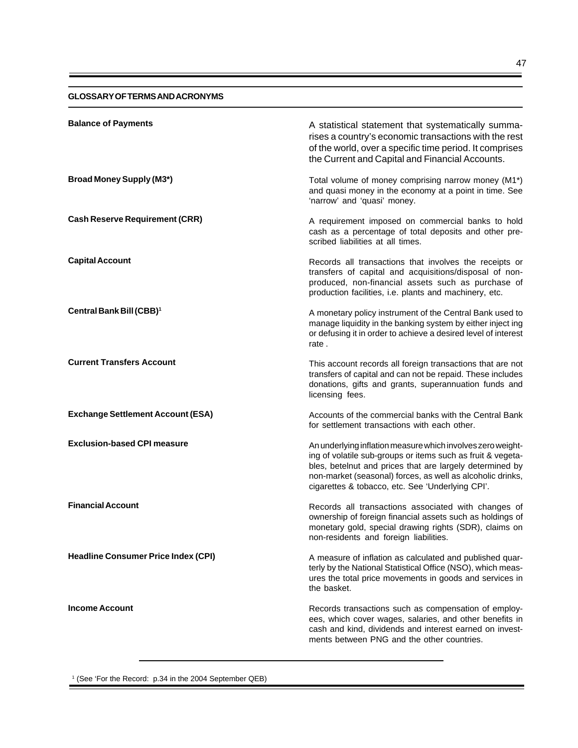## GLOSSARY OF TERMS AND ACRONYMS

**Balance of Payments**

A statistical statement that systematically summarises a country's economic transactions with the rest of the world, over a specific time period. It comprises the Current and Capital and Financial Accounts.

**Broad Money Supply (M3*)**

Total volume of money comprising narrow money (M1*) and quasi money in the economy at a point in time. See 'narrow' and 'quasi' money.

**Cash Reserve Requirement (CRR)**

A requirement imposed on commercial banks to hold cash as a percentage of total deposits and other prescribed liabilities at all times.

**Capital Account**

Records all transactions that involves the receipts or transfers of capital and acquisitions/disposal of non-produced, non-financial assets such as purchase of production facilities, i.e. plants and machinery, etc.

**Central Bank Bill (CBB)[1]**

A monetary policy instrument of the Central Bank used to manage liquidity in the banking system by either inject ing or defusing it in order to achieve a desired level of interest rate .

**Current Transfers Account**

This account records all foreign transactions that are not transfers of capital and can not be repaid. These includes donations, gifts and grants, superannuation funds and licensing fees.

**Exchange Settlement Account (ESA)**

Accounts of the commercial banks with the Central Bank for settlement transactions with each other.

**Exclusion-based CPI measure**

An underlying inflation measure which involves zero weighting of volatile sub-groups or items such as fruit & vegetables, betelnut and prices that are largely determined by non-market (seasonal) forces, as well as alcoholic drinks, cigarettes & tobacco, etc. See 'Underlying CPI'.

**Financial Account**

Records all transactions associated with changes of ownership of foreign financial assets such as holdings of monetary gold, special drawing rights (SDR), claims on non-residents and foreign liabilities.

**Headline Consumer Price Index (CPI)**

A measure of inflation as calculated and published quarterly by the National Statistical Office (NSO), which measures the total price movements in goods and services in the basket.

**Income Account**

Records transactions such as compensation of employees, which cover wages, salaries, and other benefits in cash and kind, dividends and interest earned on investments between PNG and the other countries.

---

[1] (See 'For the Record: p.34 in the 2004 September QEB)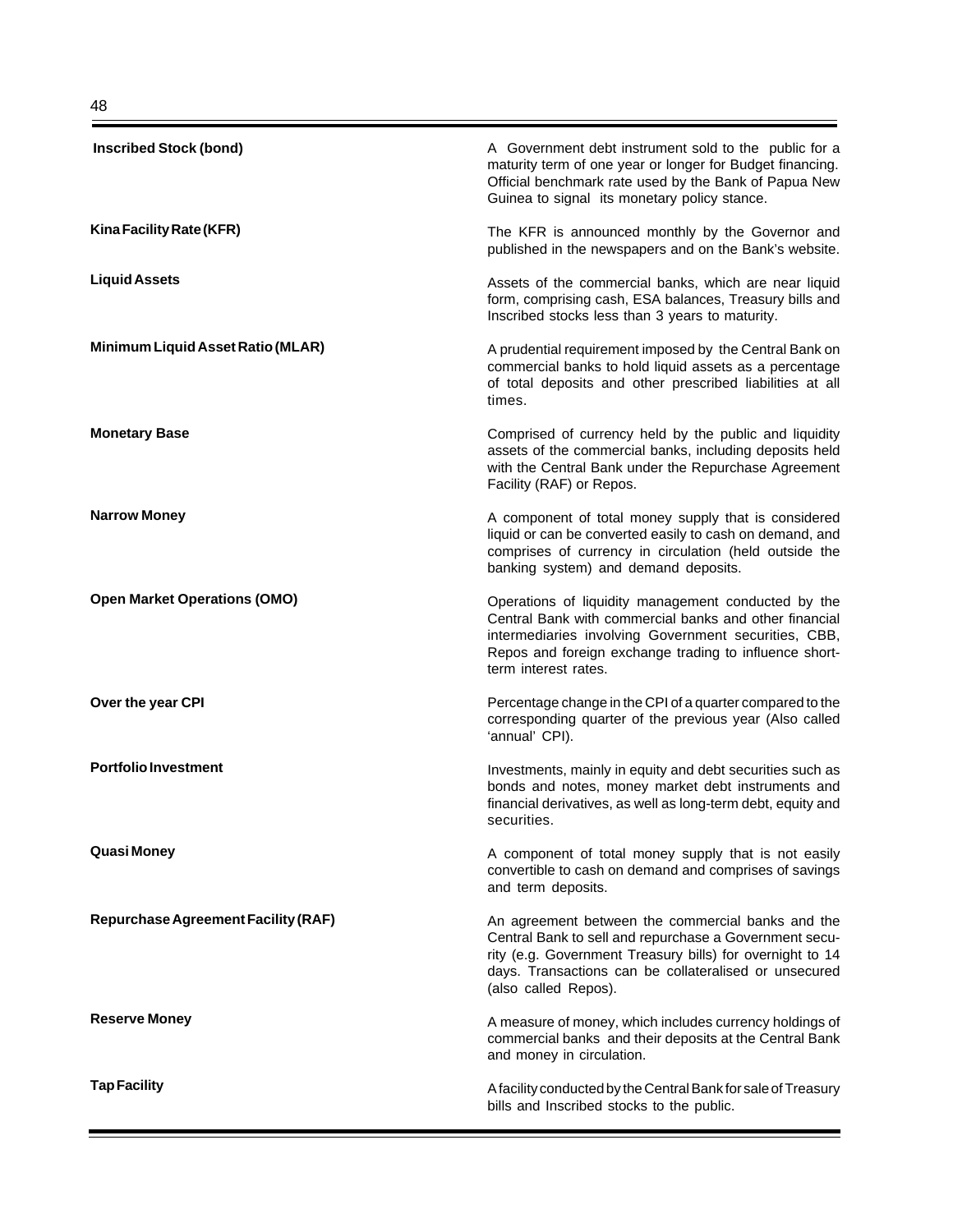| | |
|---|---|
| **Inscribed Stock (bond)** | A Government debt instrument sold to the public for a maturity term of one year or longer for Budget financing. Official benchmark rate used by the Bank of Papua New Guinea to signal its monetary policy stance. |
| **Kina Facility Rate (KFR)** | The KFR is announced monthly by the Governor and published in the newspapers and on the Bank's website. |
| **Liquid Assets** | Assets of the commercial banks, which are near liquid form, comprising cash, ESA balances, Treasury bills and Inscribed stocks less than 3 years to maturity. |
| **Minimum Liquid Asset Ratio (MLAR)** | A prudential requirement imposed by the Central Bank on commercial banks to hold liquid assets as a percentage of total deposits and other prescribed liabilities at all times. |
| **Monetary Base** | Comprised of currency held by the public and liquidity assets of the commercial banks, including deposits held with the Central Bank under the Repurchase Agreement Facility (RAF) or Repos. |
| **Narrow Money** | A component of total money supply that is considered liquid or can be converted easily to cash on demand, and comprises of currency in circulation (held outside the banking system) and demand deposits. |
| **Open Market Operations (OMO)** | Operations of liquidity management conducted by the Central Bank with commercial banks and other financial intermediaries involving Government securities, CBB, Repos and foreign exchange trading to influence short-term interest rates. |
| **Over the year CPI** | Percentage change in the CPI of a quarter compared to the corresponding quarter of the previous year (Also called 'annual' CPI). |
| **Portfolio Investment** | Investments, mainly in equity and debt securities such as bonds and notes, money market debt instruments and financial derivatives, as well as long-term debt, equity and securities. |
| **Quasi Money** | A component of total money supply that is not easily convertible to cash on demand and comprises of savings and term deposits. |
| **Repurchase Agreement Facility (RAF)** | An agreement between the commercial banks and the Central Bank to sell and repurchase a Government security (e.g. Government Treasury bills) for overnight to 14 days. Transactions can be collateralised or unsecured (also called Repos). |
| **Reserve Money** | A measure of money, which includes currency holdings of commercial banks and their deposits at the Central Bank and money in circulation. |
| **Tap Facility** | A facility conducted by the Central Bank for sale of Treasury bills and Inscribed stocks to the public. |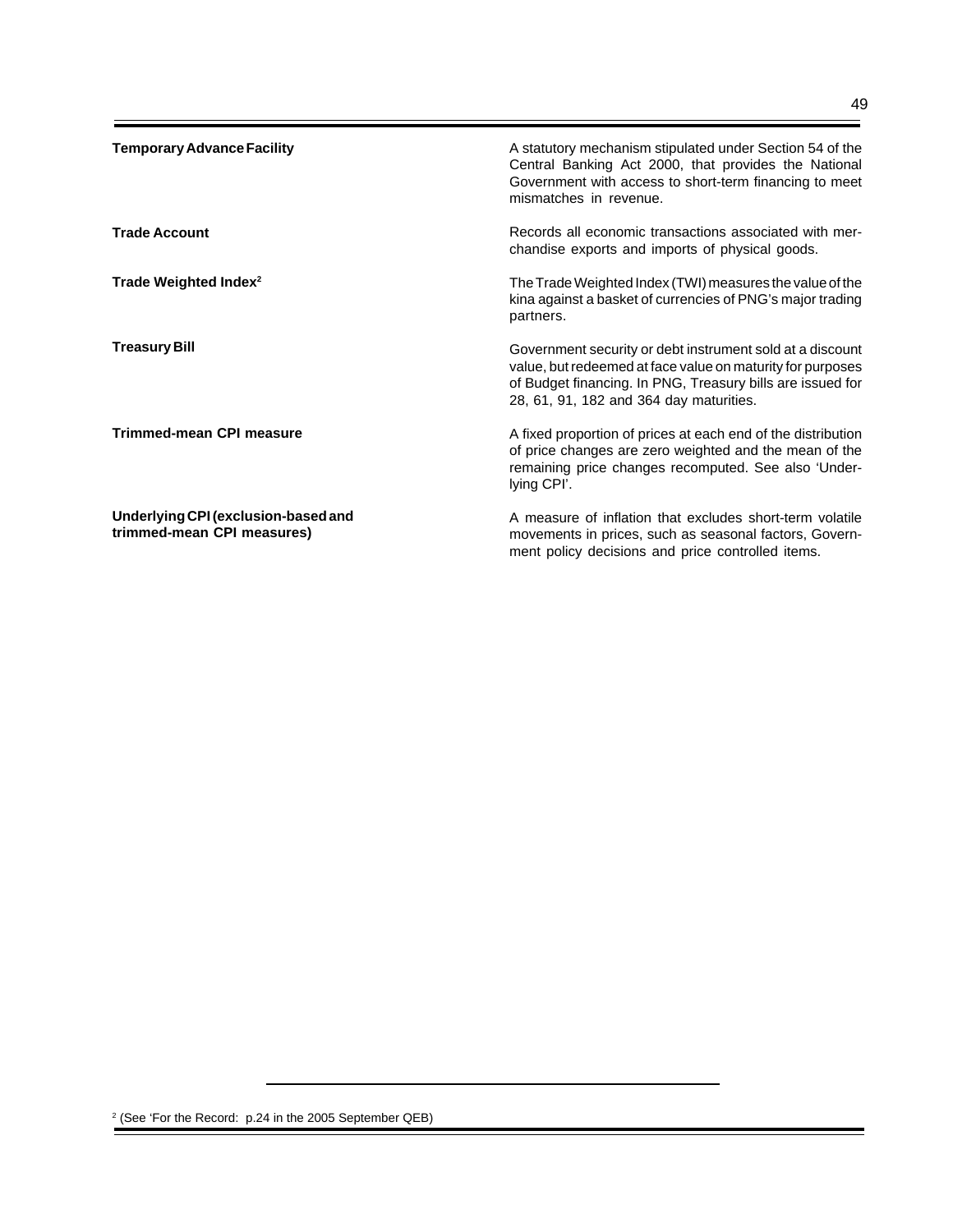**Temporary Advance Facility**

A statutory mechanism stipulated under Section 54 of the Central Banking Act 2000, that provides the National Government with access to short-term financing to meet mismatches in revenue.

**Trade Account**

Records all economic transactions associated with merchandise exports and imports of physical goods.

**Trade Weighted Index**[2]

The Trade Weighted Index (TWI) measures the value of the kina against a basket of currencies of PNG's major trading partners.

**Treasury Bill**

Government security or debt instrument sold at a discount value, but redeemed at face value on maturity for purposes of Budget financing. In PNG, Treasury bills are issued for 28, 61, 91, 182 and 364 day maturities.

**Trimmed-mean CPI measure**

A fixed proportion of prices at each end of the distribution of price changes are zero weighted and the mean of the remaining price changes recomputed. See also 'Underlying CPI'.

**Underlying CPI (exclusion-based and trimmed-mean CPI measures)**

A measure of inflation that excludes short-term volatile movements in prices, such as seasonal factors, Government policy decisions and price controlled items.

---

[2] (See 'For the Record: p.24 in the 2005 September QEB)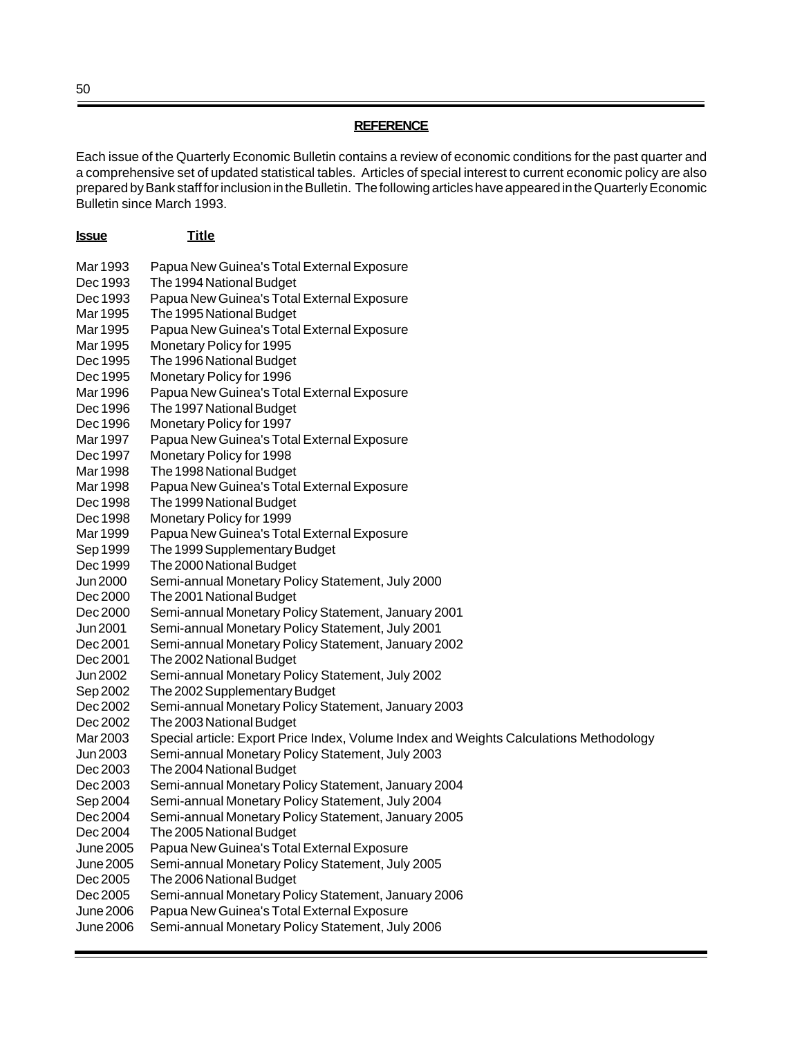## REFERENCE

Each issue of the Quarterly Economic Bulletin contains a review of economic conditions for the past quarter and a comprehensive set of updated statistical tables. Articles of special interest to current economic policy are also prepared by Bank staff for inclusion in the Bulletin. The following articles have appeared in the Quarterly Economic Bulletin since March 1993.

| **Issue** | **Title** |
|---|---|
| Mar 1993 | Papua New Guinea's Total External Exposure |
| Dec 1993 | The 1994 National Budget |
| Dec 1993 | Papua New Guinea's Total External Exposure |
| Mar 1995 | The 1995 National Budget |
| Mar 1995 | Papua New Guinea's Total External Exposure |
| Mar 1995 | Monetary Policy for 1995 |
| Dec 1995 | The 1996 National Budget |
| Dec 1995 | Monetary Policy for 1996 |
| Mar 1996 | Papua New Guinea's Total External Exposure |
| Dec 1996 | The 1997 National Budget |
| Dec 1996 | Monetary Policy for 1997 |
| Mar 1997 | Papua New Guinea's Total External Exposure |
| Dec 1997 | Monetary Policy for 1998 |
| Mar 1998 | The 1998 National Budget |
| Mar 1998 | Papua New Guinea's Total External Exposure |
| Dec 1998 | The 1999 National Budget |
| Dec 1998 | Monetary Policy for 1999 |
| Mar 1999 | Papua New Guinea's Total External Exposure |
| Sep 1999 | The 1999 Supplementary Budget |
| Dec 1999 | The 2000 National Budget |
| Jun 2000 | Semi-annual Monetary Policy Statement, July 2000 |
| Dec 2000 | The 2001 National Budget |
| Dec 2000 | Semi-annual Monetary Policy Statement, January 2001 |
| Jun 2001 | Semi-annual Monetary Policy Statement, July 2001 |
| Dec 2001 | Semi-annual Monetary Policy Statement, January 2002 |
| Dec 2001 | The 2002 National Budget |
| Jun 2002 | Semi-annual Monetary Policy Statement, July 2002 |
| Sep 2002 | The 2002 Supplementary Budget |
| Dec 2002 | Semi-annual Monetary Policy Statement, January 2003 |
| Dec 2002 | The 2003 National Budget |
| Mar 2003 | Special article: Export Price Index, Volume Index and Weights Calculations Methodology |
| Jun 2003 | Semi-annual Monetary Policy Statement, July 2003 |
| Dec 2003 | The 2004 National Budget |
| Dec 2003 | Semi-annual Monetary Policy Statement, January 2004 |
| Sep 2004 | Semi-annual Monetary Policy Statement, July 2004 |
| Dec 2004 | Semi-annual Monetary Policy Statement, January 2005 |
| Dec 2004 | The 2005 National Budget |
| June 2005 | Papua New Guinea's Total External Exposure |
| June 2005 | Semi-annual Monetary Policy Statement, July 2005 |
| Dec 2005 | The 2006 National Budget |
| Dec 2005 | Semi-annual Monetary Policy Statement, January 2006 |
| June 2006 | Papua New Guinea's Total External Exposure |
| June 2006 | Semi-annual Monetary Policy Statement, July 2006 |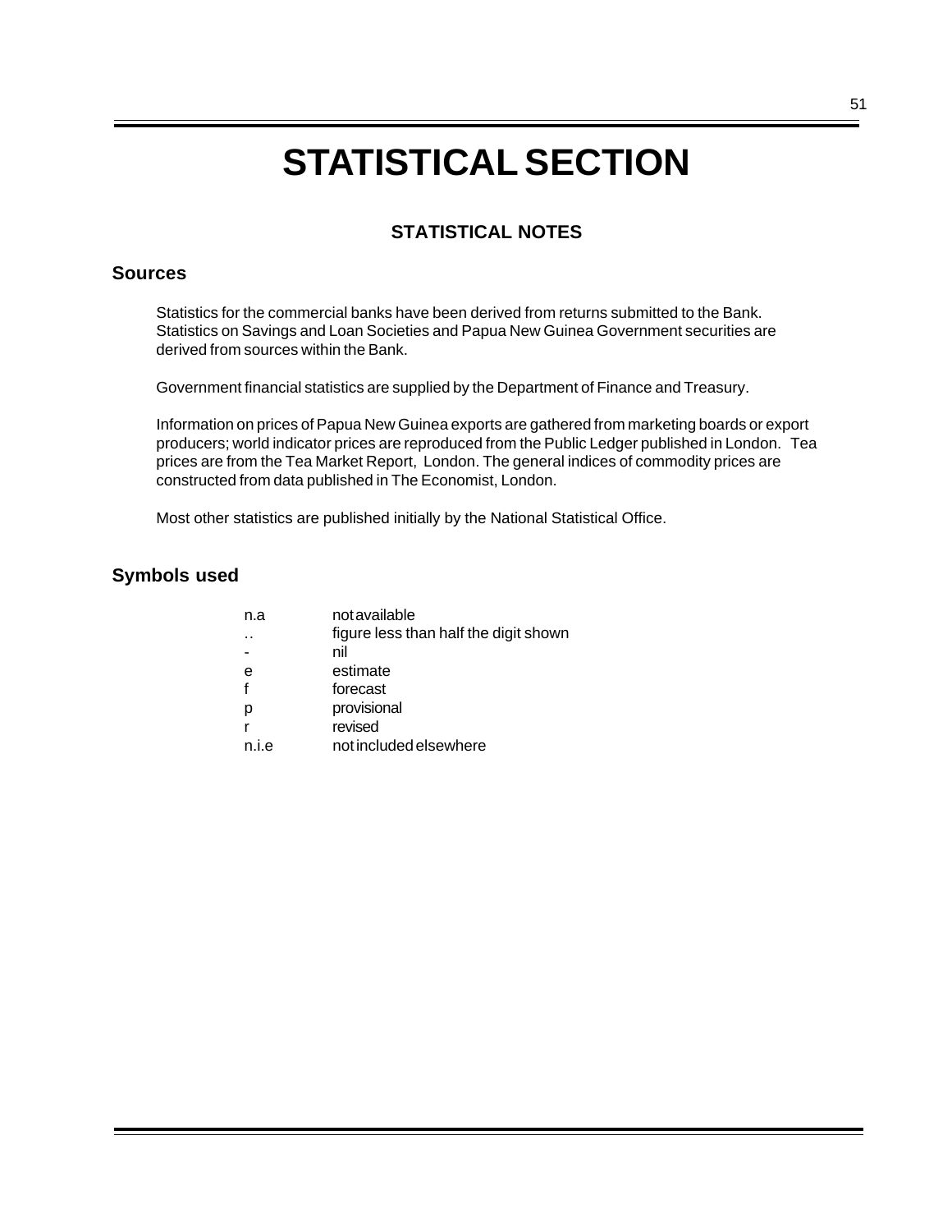# STATISTICAL SECTION

## STATISTICAL NOTES

### Sources

Statistics for the commercial banks have been derived from returns submitted to the Bank. Statistics on Savings and Loan Societies and Papua New Guinea Government securities are derived from sources within the Bank.

Government financial statistics are supplied by the Department of Finance and Treasury.

Information on prices of Papua New Guinea exports are gathered from marketing boards or export producers; world indicator prices are reproduced from the Public Ledger published in London. Tea prices are from the Tea Market Report, London. The general indices of commodity prices are constructed from data published in The Economist, London.

Most other statistics are published initially by the National Statistical Office.

### Symbols used

| | |
|---|---|
| n.a | not available |
| .. | figure less than half the digit shown |
| - | nil |
| e | estimate |
| f | forecast |
| p | provisional |
| r | revised |
| n.i.e | not included elsewhere |